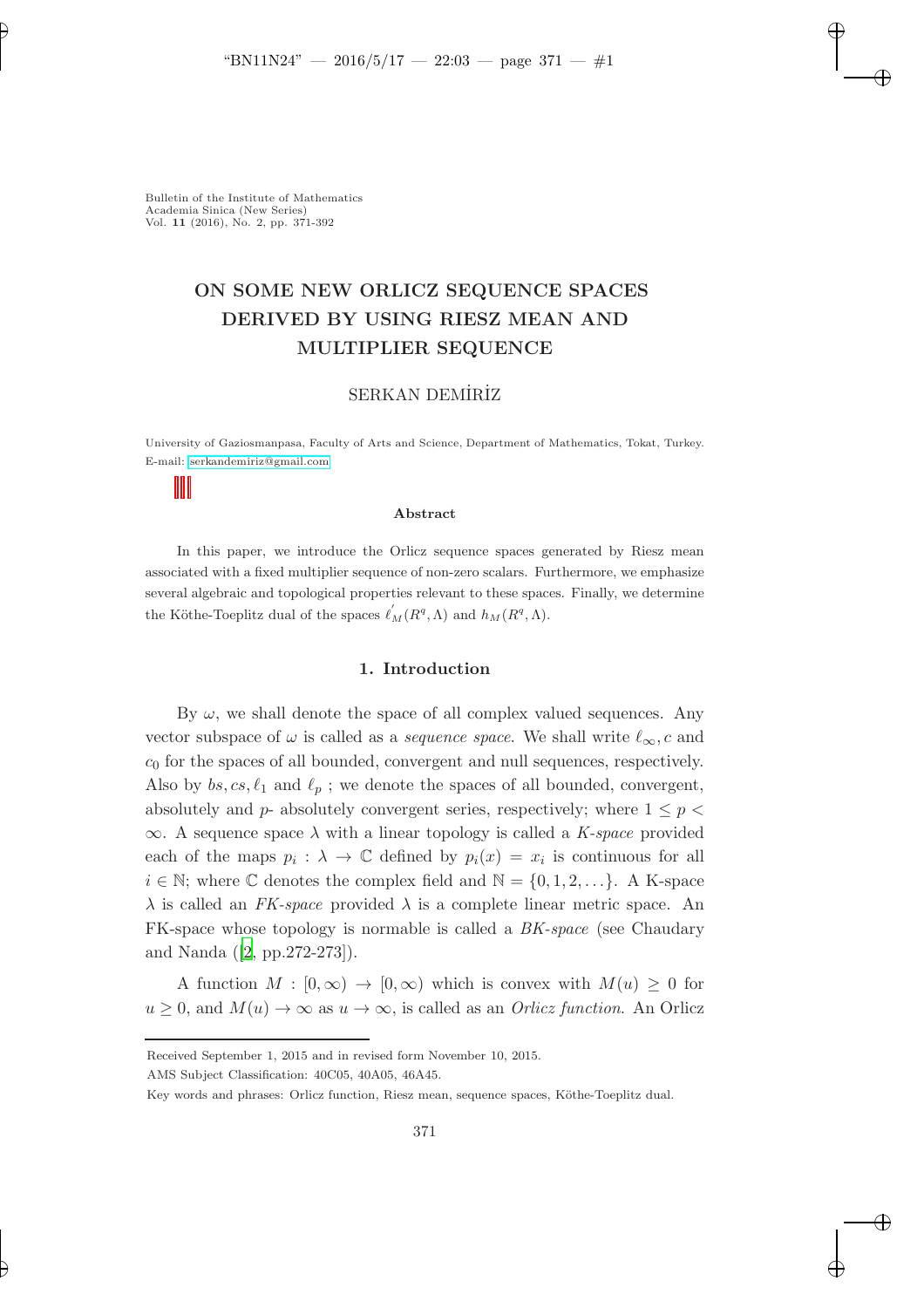Bulletin of the Institute of Mathematics
Academia Sinica (New Series)
Vol. **11** (2016), No. 2, pp. 371-392

# ON SOME NEW ORLICZ SEQUENCE SPACES DERIVED BY USING RIESZ MEAN AND MULTIPLIER SEQUENCE

SERKAN DEMİRİZ

University of Gaziosmanpasa, Faculty of Arts and Science, Department of Mathematics, Tokat, Turkey.
E-mail: serkandemiriz@gmail.com

### Abstract

In this paper, we introduce the Orlicz sequence spaces generated by Riesz mean associated with a fixed multiplier sequence of non-zero scalars. Furthermore, we emphasize several algebraic and topological properties relevant to these spaces. Finally, we determine the Köthe-Toeplitz dual of the spaces $\ell_M^{'}(R^q, \Lambda)$ and $h_M(R^q, \Lambda)$.

## 1. Introduction

By $\omega$, we shall denote the space of all complex valued sequences. Any vector subspace of $\omega$ is called as a *sequence space*. We shall write $\ell_\infty, c$ and $c_0$ for the spaces of all bounded, convergent and null sequences, respectively. Also by $bs, cs, \ell_1$ and $\ell_p$ ; we denote the spaces of all bounded, convergent, absolutely and $p$- absolutely convergent series, respectively; where $1 \leq p < \infty$. A sequence space $\lambda$ with a linear topology is called a *K-space* provided each of the maps $p_i : \lambda \to \mathbb{C}$ defined by $p_i(x) = x_i$ is continuous for all $i \in \mathbb{N}$; where $\mathbb{C}$ denotes the complex field and $\mathbb{N} = \{0, 1, 2, \ldots\}$. A K-space $\lambda$ is called an *FK-space* provided $\lambda$ is a complete linear metric space. An FK-space whose topology is normable is called a *BK-space* (see Chaudary and Nanda ([2, pp.272-273]).

A function $M : [0, \infty) \to [0, \infty)$ which is convex with $M(u) \geq 0$ for $u \geq 0$, and $M(u) \to \infty$ as $u \to \infty$, is called as an *Orlicz function*. An Orlicz

---

Received September 1, 2015 and in revised form November 10, 2015.

AMS Subject Classification: 40C05, 40A05, 46A45.

Key words and phrases: Orlicz function, Riesz mean, sequence spaces, Köthe-Toeplitz dual.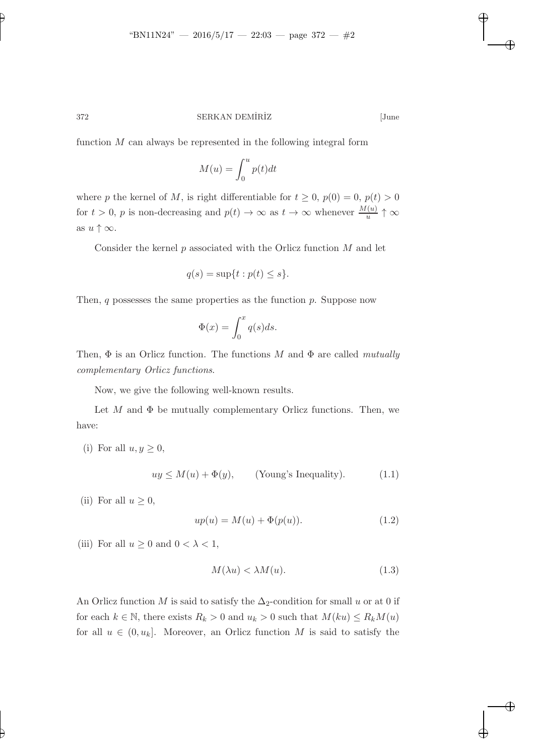function $M$ can always be represented in the following integral form

$$M(u) = \int_0^u p(t)dt$$

where $p$ the kernel of $M$, is right differentiable for $t \geq 0$, $p(0) = 0$, $p(t) > 0$ for $t > 0$, $p$ is non-decreasing and $p(t) \to \infty$ as $t \to \infty$ whenever $\frac{M(u)}{u} \uparrow \infty$ as $u \uparrow \infty$.

Consider the kernel $p$ associated with the Orlicz function $M$ and let

$$q(s) = \sup\{t : p(t) \leq s\}.$$

Then, $q$ possesses the same properties as the function $p$. Suppose now

$$\Phi(x) = \int_0^x q(s)ds.$$

Then, $\Phi$ is an Orlicz function. The functions $M$ and $\Phi$ are called *mutually complementary Orlicz functions*.

Now, we give the following well-known results.

Let $M$ and $\Phi$ be mutually complementary Orlicz functions. Then, we have:

(i) For all $u, y \geq 0$,

$$uy \leq M(u) + \Phi(y), \qquad \text{(Young's Inequality)}. \tag{1.1}$$

(ii) For all $u \geq 0$,

$$up(u) = M(u) + \Phi(p(u)). \tag{1.2}$$

(iii) For all $u \geq 0$ and $0 < \lambda < 1$,

$$M(\lambda u) < \lambda M(u). \tag{1.3}$$

An Orlicz function $M$ is said to satisfy the $\Delta_2$-condition for small $u$ or at 0 if for each $k \in \mathbb{N}$, there exists $R_k > 0$ and $u_k > 0$ such that $M(ku) \leq R_k M(u)$ for all $u \in (0, u_k]$. Moreover, an Orlicz function $M$ is said to satisfy the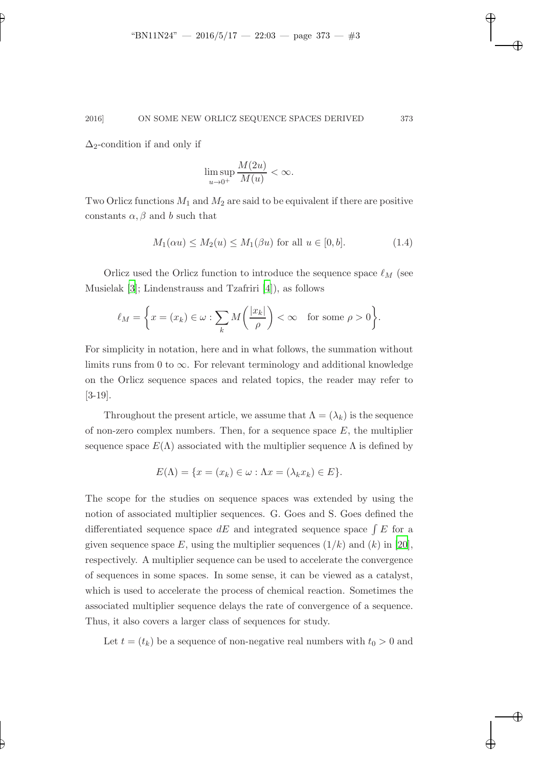$\Delta_2$-condition if and only if

$$\limsup_{u\to 0^+} \frac{M(2u)}{M(u)} < \infty.$$

Two Orlicz functions $M_1$ and $M_2$ are said to be equivalent if there are positive constants $\alpha, \beta$ and $b$ such that

$$M_1(\alpha u) \leq M_2(u) \leq M_1(\beta u) \text{ for all } u \in [0, b]. \tag{1.4}$$

Orlicz used the Orlicz function to introduce the sequence space $\ell_M$ (see Musielak [3]; Lindenstrauss and Tzafriri [4]), as follows

$$\ell_M = \left\{ x = (x_k) \in \omega : \sum_k M\left(\frac{|x_k|}{\rho}\right) < \infty \quad \text{for some } \rho > 0 \right\}.$$

For simplicity in notation, here and in what follows, the summation without limits runs from 0 to $\infty$. For relevant terminology and additional knowledge on the Orlicz sequence spaces and related topics, the reader may refer to [3-19].

Throughout the present article, we assume that $\Lambda = (\lambda_k)$ is the sequence of non-zero complex numbers. Then, for a sequence space $E$, the multiplier sequence space $E(\Lambda)$ associated with the multiplier sequence $\Lambda$ is defined by

$$E(\Lambda) = \{x = (x_k) \in \omega : \Lambda x = (\lambda_k x_k) \in E\}.$$

The scope for the studies on sequence spaces was extended by using the notion of associated multiplier sequences. G. Goes and S. Goes defined the differentiated sequence space $dE$ and integrated sequence space $\int E$ for a given sequence space $E$, using the multiplier sequences $(1/k)$ and $(k)$ in [20], respectively. A multiplier sequence can be used to accelerate the convergence of sequences in some spaces. In some sense, it can be viewed as a catalyst, which is used to accelerate the process of chemical reaction. Sometimes the associated multiplier sequence delays the rate of convergence of a sequence. Thus, it also covers a larger class of sequences for study.

Let $t = (t_k)$ be a sequence of non-negative real numbers with $t_0 > 0$ and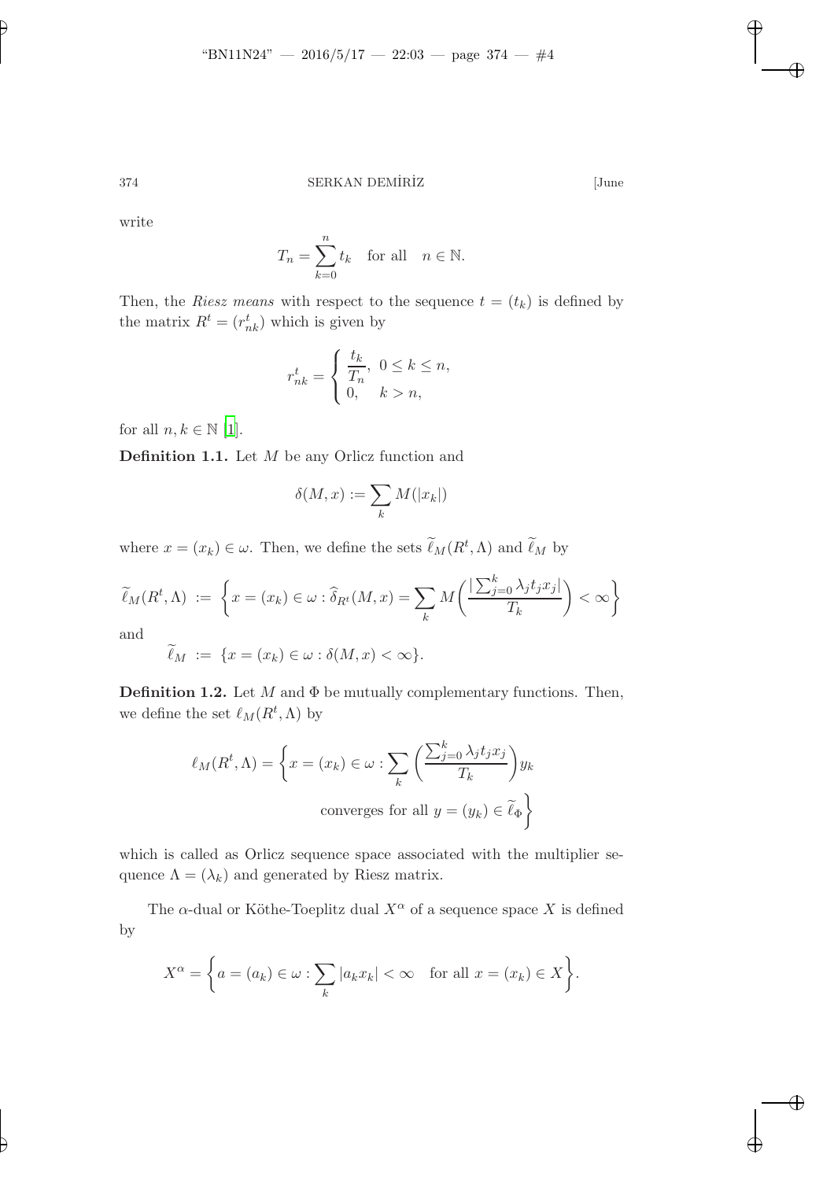write

$$T_n = \sum_{k=0}^{n} t_k \quad \text{for all} \quad n \in \mathbb{N}.$$

Then, the *Riesz means* with respect to the sequence $t = (t_k)$ is defined by the matrix $R^t = (r^t_{nk})$ which is given by

$$r^t_{nk} = \begin{cases} \dfrac{t_k}{T_n}, & 0 \leq k \leq n, \\ 0, & k > n, \end{cases}$$

for all $n, k \in \mathbb{N}$ [1].

**Definition 1.1.** Let $M$ be any Orlicz function and

$$\delta(M, x) := \sum_k M(|x_k|)$$

where $x = (x_k) \in \omega$. Then, we define the sets $\widetilde{\ell}_M(R^t, \Lambda)$ and $\widetilde{\ell}_M$ by

$$\widetilde{\ell}_M(R^t, \Lambda) \ := \ \left\{ x = (x_k) \in \omega : \widehat{\delta}_{R^t}(M, x) = \sum_k M\left( \frac{|\sum_{j=0}^{k} \lambda_j t_j x_j|}{T_k} \right) < \infty \right\}$$

and

$$\widetilde{\ell}_M \ := \ \{ x = (x_k) \in \omega : \delta(M, x) < \infty \}.$$

**Definition 1.2.** Let $M$ and $\Phi$ be mutually complementary functions. Then, we define the set $\ell_M(R^t, \Lambda)$ by

$$\ell_M(R^t, \Lambda) = \left\{ x = (x_k) \in \omega : \sum_k \left( \frac{\sum_{j=0}^{k} \lambda_j t_j x_j}{T_k} \right) y_k \ \text{converges for all } y = (y_k) \in \widetilde{\ell}_\Phi \right\}$$

which is called as Orlicz sequence space associated with the multiplier sequence $\Lambda = (\lambda_k)$ and generated by Riesz matrix.

The $\alpha$-dual or Köthe-Toeplitz dual $X^\alpha$ of a sequence space $X$ is defined by

$$X^\alpha = \left\{ a = (a_k) \in \omega : \sum_k |a_k x_k| < \infty \quad \text{for all } x = (x_k) \in X \right\}.$$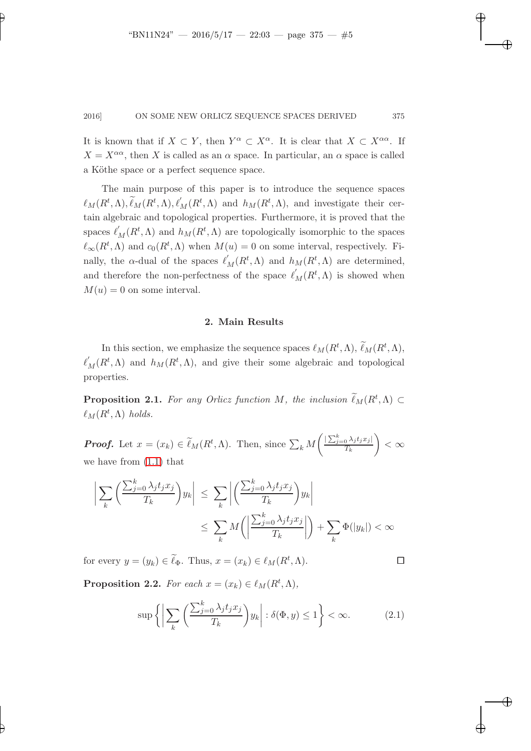It is known that if $X \subset Y$, then $Y^\alpha \subset X^\alpha$. It is clear that $X \subset X^{\alpha\alpha}$. If $X = X^{\alpha\alpha}$, then $X$ is called as an $\alpha$ space. In particular, an $\alpha$ space is called a Köthe space or a perfect sequence space.

The main purpose of this paper is to introduce the sequence spaces $\ell_M(R^t,\Lambda), \widetilde{\ell}_M(R^t,\Lambda), \ell'_M(R^t,\Lambda)$ and $h_M(R^t,\Lambda)$, and investigate their certain algebraic and topological properties. Furthermore, it is proved that the spaces $\ell'_M(R^t,\Lambda)$ and $h_M(R^t,\Lambda)$ are topologically isomorphic to the spaces $\ell_\infty(R^t,\Lambda)$ and $c_0(R^t,\Lambda)$ when $M(u)=0$ on some interval, respectively. Finally, the $\alpha$-dual of the spaces $\ell'_M(R^t,\Lambda)$ and $h_M(R^t,\Lambda)$ are determined, and therefore the non-perfectness of the space $\ell'_M(R^t,\Lambda)$ is showed when $M(u)=0$ on some interval.

## 2. Main Results

In this section, we emphasize the sequence spaces $\ell_M(R^t,\Lambda)$, $\widetilde{\ell}_M(R^t,\Lambda)$, $\ell'_M(R^t,\Lambda)$ and $h_M(R^t,\Lambda)$, and give their some algebraic and topological properties.

**Proposition 2.1.** *For any Orlicz function $M$, the inclusion $\widetilde{\ell}_M(R^t,\Lambda) \subset \ell_M(R^t,\Lambda)$ holds.*

***Proof.*** Let $x=(x_k) \in \widetilde{\ell}_M(R^t,\Lambda)$. Then, since $\sum_k M\left(\frac{|\sum_{j=0}^k \lambda_j t_j x_j|}{T_k}\right) < \infty$ we have from (1.1) that

$$
\begin{aligned}
\left|\sum_k \left(\frac{\sum_{j=0}^k \lambda_j t_j x_j}{T_k}\right) y_k\right| &\leq \sum_k \left|\left(\frac{\sum_{j=0}^k \lambda_j t_j x_j}{T_k}\right) y_k\right| \\
&\leq \sum_k M\left(\left|\frac{\sum_{j=0}^k \lambda_j t_j x_j}{T_k}\right|\right) + \sum_k \Phi(|y_k|) < \infty
\end{aligned}
$$

for every $y=(y_k) \in \widetilde{\ell}_\Phi$. Thus, $x=(x_k) \in \ell_M(R^t,\Lambda)$. $\square$

**Proposition 2.2.** *For each $x=(x_k) \in \ell_M(R^t,\Lambda)$,*

$$
\sup\left\{\left|\sum_k \left(\frac{\sum_{j=0}^k \lambda_j t_j x_j}{T_k}\right) y_k\right| : \delta(\Phi,y) \leq 1\right\} < \infty. \tag{2.1}
$$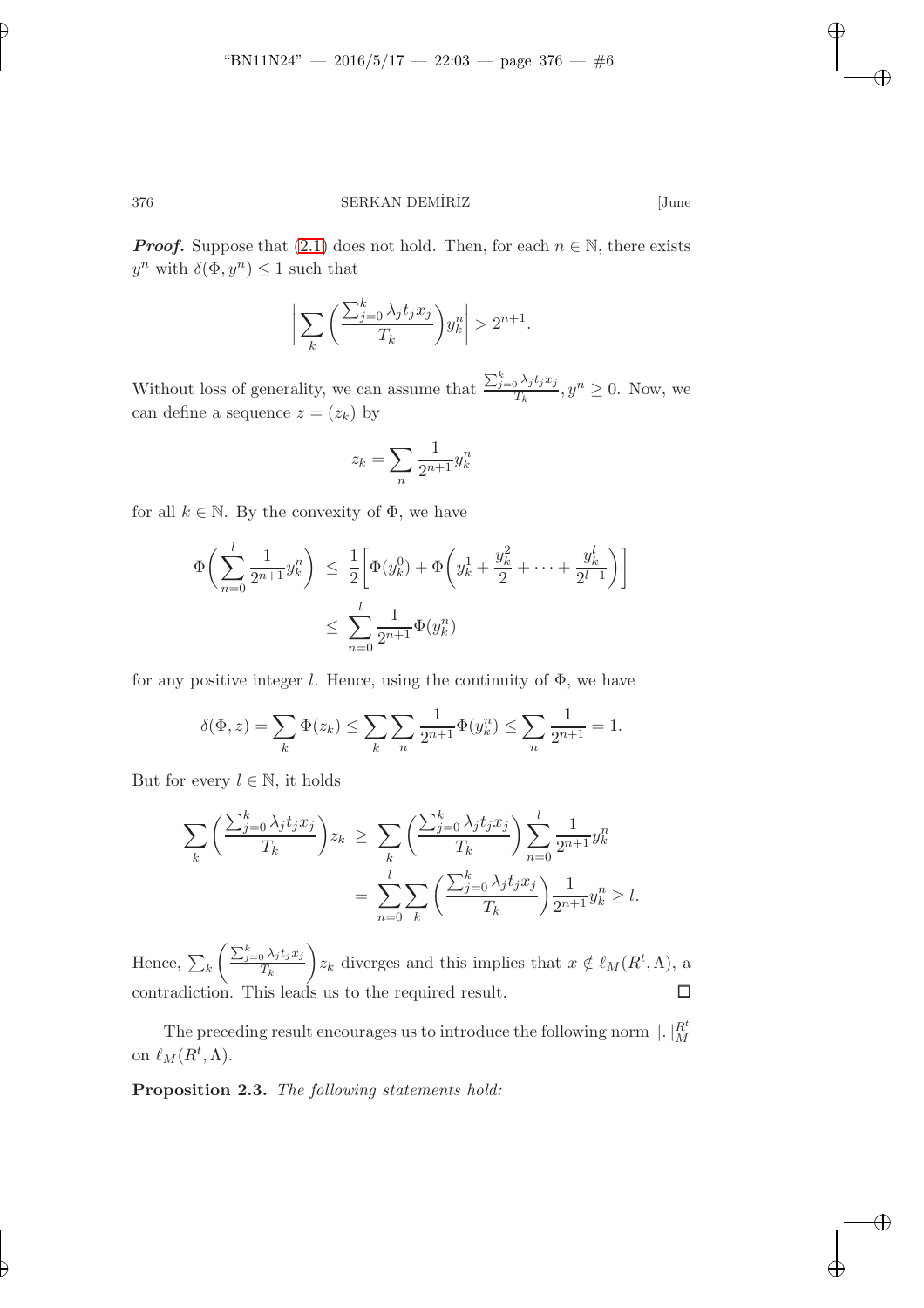***Proof.*** Suppose that (2.1) does not hold. Then, for each $n \in \mathbb{N}$, there exists $y^n$ with $\delta(\Phi, y^n) \leq 1$ such that

$$\left| \sum_k \left( \frac{\sum_{j=0}^k \lambda_j t_j x_j}{T_k} \right) y_k^n \right| > 2^{n+1}.$$

Without loss of generality, we can assume that $\frac{\sum_{j=0}^k \lambda_j t_j x_j}{T_k}, y^n \geq 0$. Now, we can define a sequence $z = (z_k)$ by

$$z_k = \sum_n \frac{1}{2^{n+1}} y_k^n$$

for all $k \in \mathbb{N}$. By the convexity of $\Phi$, we have

$$\begin{aligned}
\Phi\left( \sum_{n=0}^{l} \frac{1}{2^{n+1}} y_k^n \right) &\leq \frac{1}{2}\left[ \Phi(y_k^0) + \Phi\left( y_k^1 + \frac{y_k^2}{2} + \cdots + \frac{y_k^l}{2^{l-1}} \right) \right] \\
&\leq \sum_{n=0}^{l} \frac{1}{2^{n+1}} \Phi(y_k^n)
\end{aligned}$$

for any positive integer $l$. Hence, using the continuity of $\Phi$, we have

$$\delta(\Phi, z) = \sum_k \Phi(z_k) \leq \sum_k \sum_n \frac{1}{2^{n+1}} \Phi(y_k^n) \leq \sum_n \frac{1}{2^{n+1}} = 1.$$

But for every $l \in \mathbb{N}$, it holds

$$\begin{aligned}
\sum_k \left( \frac{\sum_{j=0}^k \lambda_j t_j x_j}{T_k} \right) z_k &\geq \sum_k \left( \frac{\sum_{j=0}^k \lambda_j t_j x_j}{T_k} \right) \sum_{n=0}^{l} \frac{1}{2^{n+1}} y_k^n \\
&= \sum_{n=0}^{l} \sum_k \left( \frac{\sum_{j=0}^k \lambda_j t_j x_j}{T_k} \right) \frac{1}{2^{n+1}} y_k^n \geq l.
\end{aligned}$$

Hence, $\sum_k \left( \frac{\sum_{j=0}^k \lambda_j t_j x_j}{T_k} \right) z_k$ diverges and this implies that $x \notin \ell_M(R^t, \Lambda)$, a contradiction. This leads us to the required result. $\square$

The preceding result encourages us to introduce the following norm $\|.\|_M^{R^t}$ on $\ell_M(R^t, \Lambda)$.

**Proposition 2.3.** *The following statements hold:*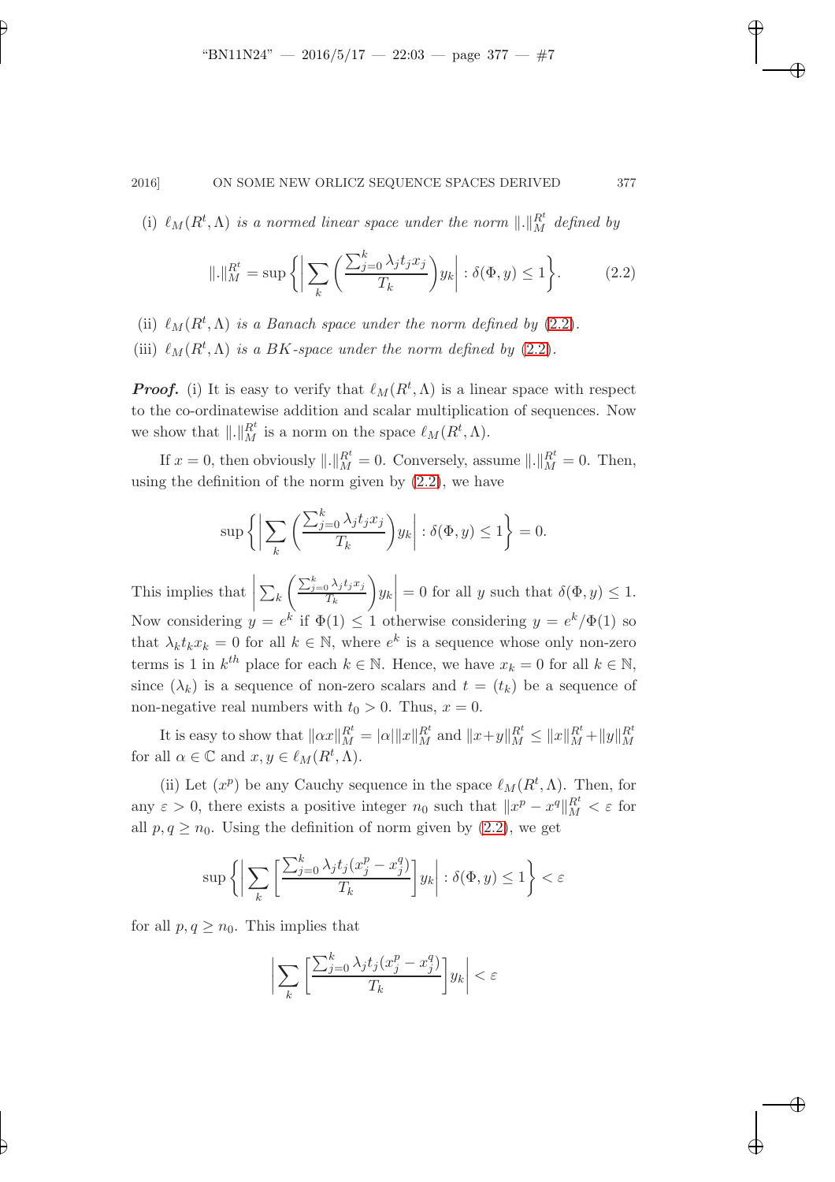(i) *$\ell_M(R^t,\Lambda)$ is a normed linear space under the norm $\|.\|_M^{R^t}$ defined by*

$$\|.\|_M^{R^t} = \sup\left\{\left|\sum_k \left(\frac{\sum_{j=0}^k \lambda_j t_j x_j}{T_k}\right) y_k\right| : \delta(\Phi, y) \leq 1\right\}. \tag{2.2}$$

(ii) *$\ell_M(R^t,\Lambda)$ is a Banach space under the norm defined by (2.2).*

(iii) *$\ell_M(R^t,\Lambda)$ is a BK-space under the norm defined by (2.2).*

***Proof.*** (i) It is easy to verify that $\ell_M(R^t,\Lambda)$ is a linear space with respect to the co-ordinatewise addition and scalar multiplication of sequences. Now we show that $\|.\|_M^{R^t}$ is a norm on the space $\ell_M(R^t,\Lambda)$.

If $x = 0$, then obviously $\|.\|_M^{R^t} = 0$. Conversely, assume $\|.\|_M^{R^t} = 0$. Then, using the definition of the norm given by (2.2), we have

$$\sup\left\{\left|\sum_k \left(\frac{\sum_{j=0}^k \lambda_j t_j x_j}{T_k}\right) y_k\right| : \delta(\Phi, y) \leq 1\right\} = 0.$$

This implies that $\left|\sum_k \left(\frac{\sum_{j=0}^k \lambda_j t_j x_j}{T_k}\right) y_k\right| = 0$ for all $y$ such that $\delta(\Phi, y) \leq 1$. Now considering $y = e^k$ if $\Phi(1) \leq 1$ otherwise considering $y = e^k/\Phi(1)$ so that $\lambda_k t_k x_k = 0$ for all $k \in \mathbb{N}$, where $e^k$ is a sequence whose only non-zero terms is 1 in $k^{th}$ place for each $k \in \mathbb{N}$. Hence, we have $x_k = 0$ for all $k \in \mathbb{N}$, since $(\lambda_k)$ is a sequence of non-zero scalars and $t = (t_k)$ be a sequence of non-negative real numbers with $t_0 > 0$. Thus, $x = 0$.

It is easy to show that $\|\alpha x\|_M^{R^t} = |\alpha|\|x\|_M^{R^t}$ and $\|x+y\|_M^{R^t} \leq \|x\|_M^{R^t} + \|y\|_M^{R^t}$ for all $\alpha \in \mathbb{C}$ and $x, y \in \ell_M(R^t,\Lambda)$.

(ii) Let $(x^p)$ be any Cauchy sequence in the space $\ell_M(R^t,\Lambda)$. Then, for any $\varepsilon > 0$, there exists a positive integer $n_0$ such that $\|x^p - x^q\|_M^{R^t} < \varepsilon$ for all $p, q \geq n_0$. Using the definition of norm given by (2.2), we get

$$\sup\left\{\left|\sum_k \left[\frac{\sum_{j=0}^k \lambda_j t_j (x_j^p - x_j^q)}{T_k}\right] y_k\right| : \delta(\Phi, y) \leq 1\right\} < \varepsilon$$

for all $p, q \geq n_0$. This implies that

$$\left|\sum_k \left[\frac{\sum_{j=0}^k \lambda_j t_j (x_j^p - x_j^q)}{T_k}\right] y_k\right| < \varepsilon$$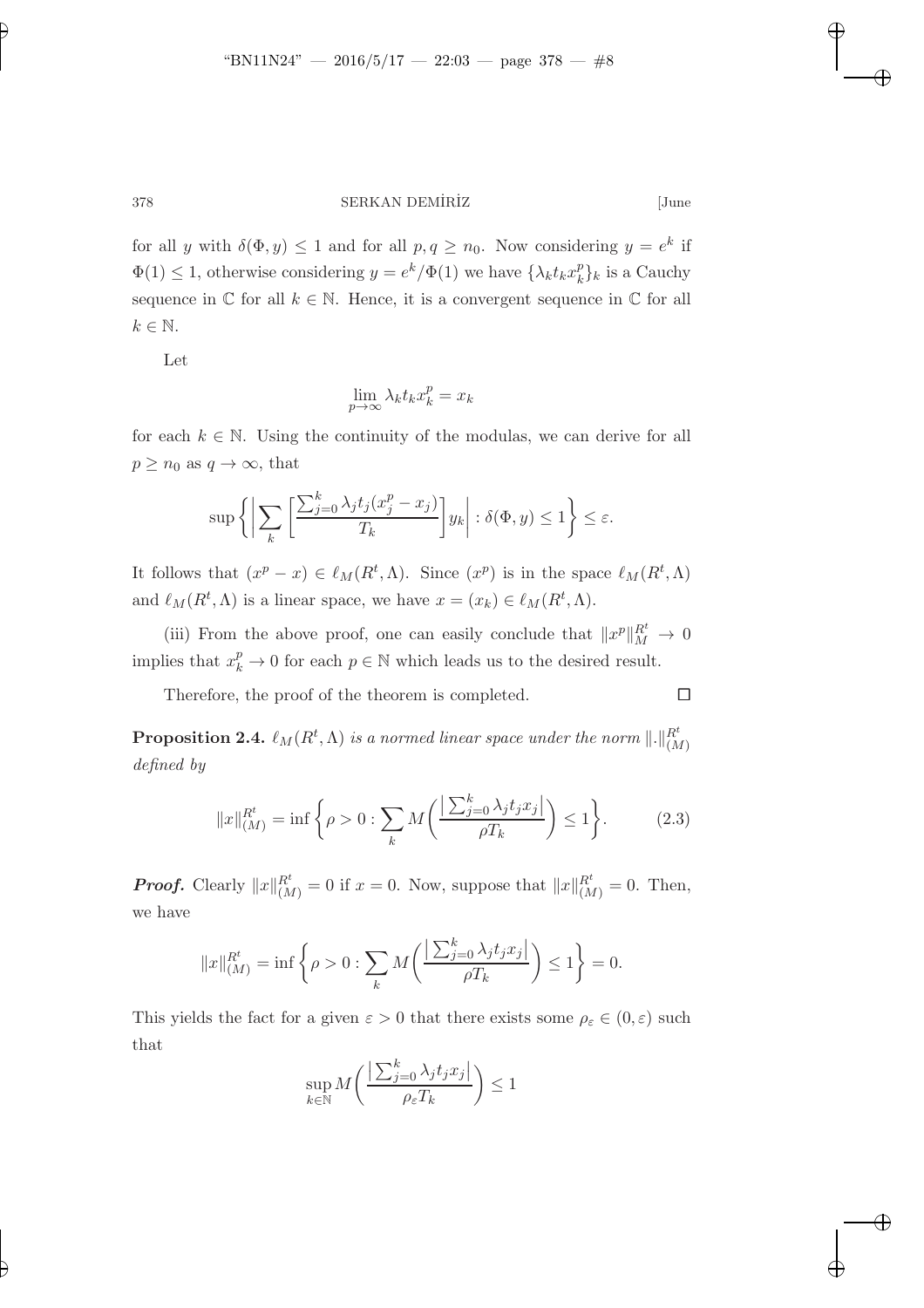for all $y$ with $\delta(\Phi, y) \leq 1$ and for all $p, q \geq n_0$. Now considering $y = e^k$ if $\Phi(1) \leq 1$, otherwise considering $y = e^k/\Phi(1)$ we have $\{\lambda_k t_k x_k^p\}_k$ is a Cauchy sequence in $\mathbb{C}$ for all $k \in \mathbb{N}$. Hence, it is a convergent sequence in $\mathbb{C}$ for all $k \in \mathbb{N}$.

Let

$$\lim_{p\to\infty} \lambda_k t_k x_k^p = x_k$$

for each $k \in \mathbb{N}$. Using the continuity of the modulas, we can derive for all $p \geq n_0$ as $q \to \infty$, that

$$\sup\left\{ \left| \sum_k \left[ \frac{\sum_{j=0}^k \lambda_j t_j (x_j^p - x_j)}{T_k} \right] y_k \right| : \delta(\Phi, y) \leq 1 \right\} \leq \varepsilon.$$

It follows that $(x^p - x) \in \ell_M(R^t, \Lambda)$. Since $(x^p)$ is in the space $\ell_M(R^t, \Lambda)$ and $\ell_M(R^t, \Lambda)$ is a linear space, we have $x = (x_k) \in \ell_M(R^t, \Lambda)$.

(iii) From the above proof, one can easily conclude that $\|x^p\|_M^{R^t} \to 0$ implies that $x_k^p \to 0$ for each $p \in \mathbb{N}$ which leads us to the desired result.

Therefore, the proof of the theorem is completed. $\square$

**Proposition 2.4.** *$\ell_M(R^t, \Lambda)$ is a normed linear space under the norm $\|.\|_{(M)}^{R^t}$ defined by*

$$\|x\|_{(M)}^{R^t} = \inf\left\{ \rho > 0 : \sum_k M\left( \frac{\left|\sum_{j=0}^k \lambda_j t_j x_j\right|}{\rho T_k} \right) \leq 1 \right\}. \tag{2.3}$$

***Proof.*** Clearly $\|x\|_{(M)}^{R^t} = 0$ if $x = 0$. Now, suppose that $\|x\|_{(M)}^{R^t} = 0$. Then, we have

$$\|x\|_{(M)}^{R^t} = \inf\left\{ \rho > 0 : \sum_k M\left( \frac{\left|\sum_{j=0}^k \lambda_j t_j x_j\right|}{\rho T_k} \right) \leq 1 \right\} = 0.$$

This yields the fact for a given $\varepsilon > 0$ that there exists some $\rho_\varepsilon \in (0, \varepsilon)$ such that

$$\sup_{k\in\mathbb{N}} M\left( \frac{\left|\sum_{j=0}^k \lambda_j t_j x_j\right|}{\rho_\varepsilon T_k} \right) \leq 1$$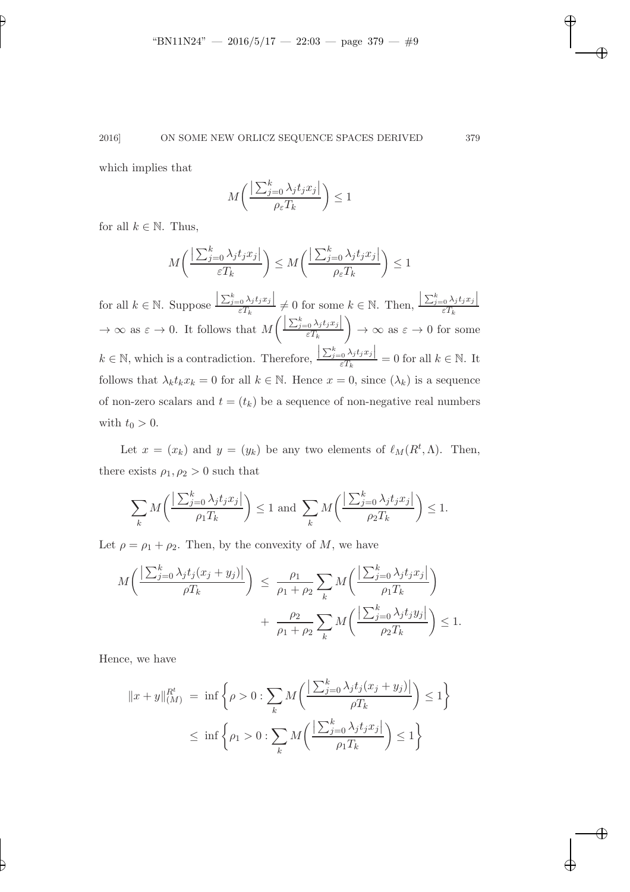which implies that

$$M\left(\frac{\left|\sum_{j=0}^{k}\lambda_j t_j x_j\right|}{\rho_\varepsilon T_k}\right) \le 1$$

for all $k \in \mathbb{N}$. Thus,

$$M\left(\frac{\left|\sum_{j=0}^{k}\lambda_j t_j x_j\right|}{\varepsilon T_k}\right) \le M\left(\frac{\left|\sum_{j=0}^{k}\lambda_j t_j x_j\right|}{\rho_\varepsilon T_k}\right) \le 1$$

for all $k \in \mathbb{N}$. Suppose $\frac{\left|\sum_{j=0}^{k}\lambda_j t_j x_j\right|}{\varepsilon T_k} \neq 0$ for some $k \in \mathbb{N}$. Then, $\frac{\left|\sum_{j=0}^{k}\lambda_j t_j x_j\right|}{\varepsilon T_k} \to \infty$ as $\varepsilon \to 0$. It follows that $M\left(\frac{\left|\sum_{j=0}^{k}\lambda_j t_j x_j\right|}{\varepsilon T_k}\right) \to \infty$ as $\varepsilon \to 0$ for some $k \in \mathbb{N}$, which is a contradiction. Therefore, $\frac{\left|\sum_{j=0}^{k}\lambda_j t_j x_j\right|}{\varepsilon T_k} = 0$ for all $k \in \mathbb{N}$. It follows that $\lambda_k t_k x_k = 0$ for all $k \in \mathbb{N}$. Hence $x = 0$, since $(\lambda_k)$ is a sequence of non-zero scalars and $t = (t_k)$ be a sequence of non-negative real numbers with $t_0 > 0$.

Let $x = (x_k)$ and $y = (y_k)$ be any two elements of $\ell_M(R^t, \Lambda)$. Then, there exists $\rho_1, \rho_2 > 0$ such that

$$\sum_k M\left(\frac{\left|\sum_{j=0}^{k}\lambda_j t_j x_j\right|}{\rho_1 T_k}\right) \le 1 \text{ and } \sum_k M\left(\frac{\left|\sum_{j=0}^{k}\lambda_j t_j x_j\right|}{\rho_2 T_k}\right) \le 1.$$

Let $\rho = \rho_1 + \rho_2$. Then, by the convexity of $M$, we have

$$\begin{aligned}
M\left(\frac{\left|\sum_{j=0}^{k}\lambda_j t_j (x_j + y_j)\right|}{\rho T_k}\right) &\le \frac{\rho_1}{\rho_1 + \rho_2}\sum_k M\left(\frac{\left|\sum_{j=0}^{k}\lambda_j t_j x_j\right|}{\rho_1 T_k}\right) \\
&\quad + \frac{\rho_2}{\rho_1 + \rho_2}\sum_k M\left(\frac{\left|\sum_{j=0}^{k}\lambda_j t_j y_j\right|}{\rho_2 T_k}\right) \le 1.
\end{aligned}$$

Hence, we have

$$\begin{aligned}
\|x+y\|_{(M)}^{R^t} &= \inf\left\{\rho > 0 : \sum_k M\left(\frac{\left|\sum_{j=0}^{k}\lambda_j t_j (x_j + y_j)\right|}{\rho T_k}\right) \le 1\right\} \\
&\le \inf\left\{\rho_1 > 0 : \sum_k M\left(\frac{\left|\sum_{j=0}^{k}\lambda_j t_j x_j\right|}{\rho_1 T_k}\right) \le 1\right\}
\end{aligned}$$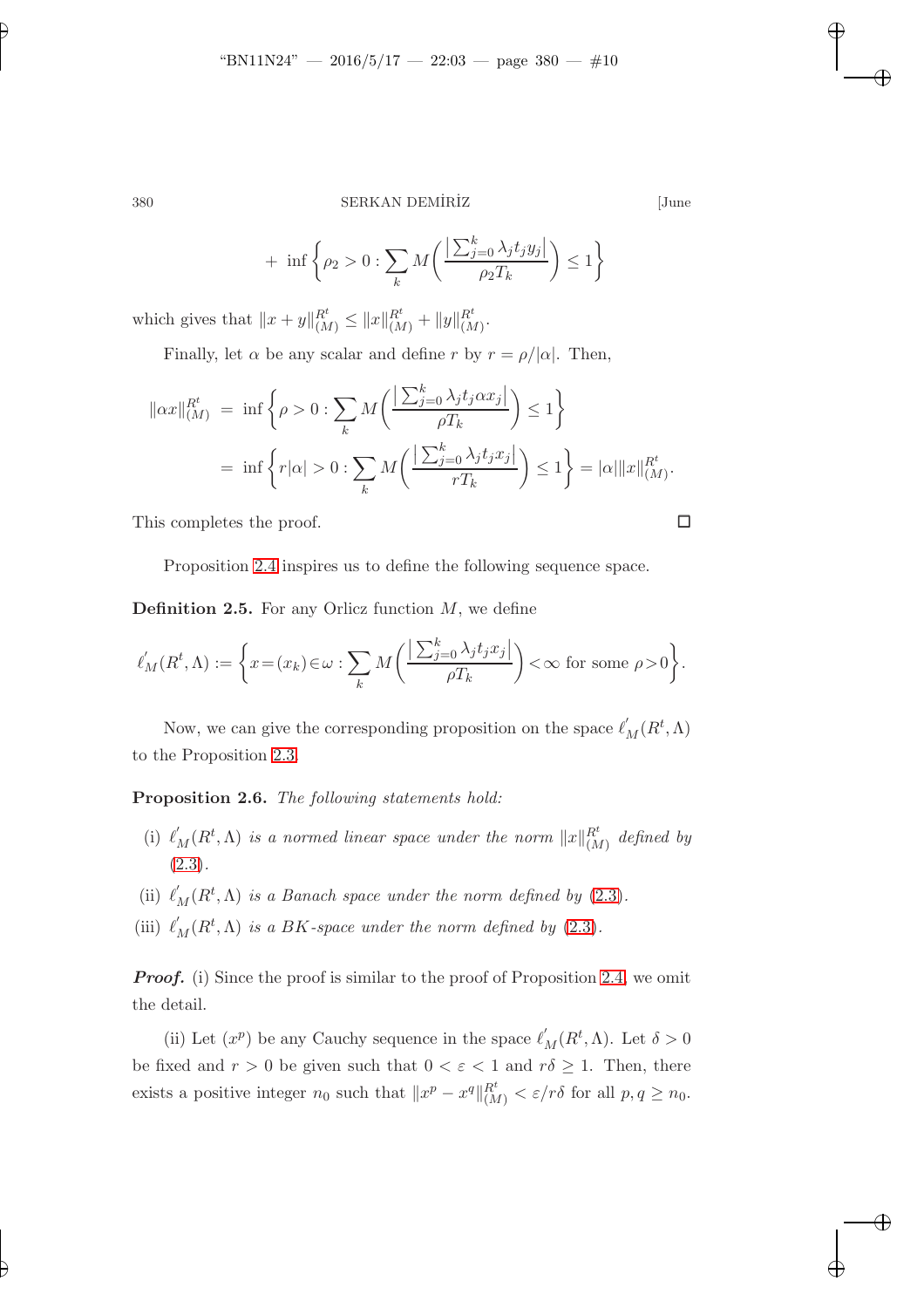$$+\ \inf\left\{\rho_2 > 0 : \sum_k M\left(\frac{\left|\sum_{j=0}^{k}\lambda_j t_j y_j\right|}{\rho_2 T_k}\right) \le 1\right\}$$

which gives that $\|x+y\|_{(M)}^{R^t} \le \|x\|_{(M)}^{R^t} + \|y\|_{(M)}^{R^t}$.

Finally, let $\alpha$ be any scalar and define $r$ by $r = \rho/|\alpha|$. Then,

$$\begin{aligned}
\|\alpha x\|_{(M)}^{R^t} &= \inf\left\{\rho > 0 : \sum_k M\left(\frac{\left|\sum_{j=0}^{k}\lambda_j t_j \alpha x_j\right|}{\rho T_k}\right) \le 1\right\} \\
&= \inf\left\{r|\alpha| > 0 : \sum_k M\left(\frac{\left|\sum_{j=0}^{k}\lambda_j t_j x_j\right|}{r T_k}\right) \le 1\right\} = |\alpha|\|x\|_{(M)}^{R^t}.
\end{aligned}$$

This completes the proof. □

Proposition 2.4 inspires us to define the following sequence space.

**Definition 2.5.** For any Orlicz function $M$, we define

$$\ell_M'(R^t,\Lambda) := \left\{x=(x_k)\in\omega : \sum_k M\left(\frac{\left|\sum_{j=0}^{k}\lambda_j t_j x_j\right|}{\rho T_k}\right) < \infty \text{ for some } \rho > 0\right\}.$$

Now, we can give the corresponding proposition on the space $\ell_M'(R^t,\Lambda)$ to the Proposition 2.3.

**Proposition 2.6.** *The following statements hold:*

- (i) *$\ell_M'(R^t,\Lambda)$ is a normed linear space under the norm $\|x\|_{(M)}^{R^t}$ defined by (2.3).*
- (ii) *$\ell_M'(R^t,\Lambda)$ is a Banach space under the norm defined by (2.3).*
- (iii) *$\ell_M'(R^t,\Lambda)$ is a BK-space under the norm defined by (2.3).*

***Proof.*** (i) Since the proof is similar to the proof of Proposition 2.4, we omit the detail.

(ii) Let $(x^p)$ be any Cauchy sequence in the space $\ell_M'(R^t,\Lambda)$. Let $\delta > 0$ be fixed and $r > 0$ be given such that $0 < \varepsilon < 1$ and $r\delta \ge 1$. Then, there exists a positive integer $n_0$ such that $\|x^p - x^q\|_{(M)}^{R^t} < \varepsilon/r\delta$ for all $p, q \ge n_0$.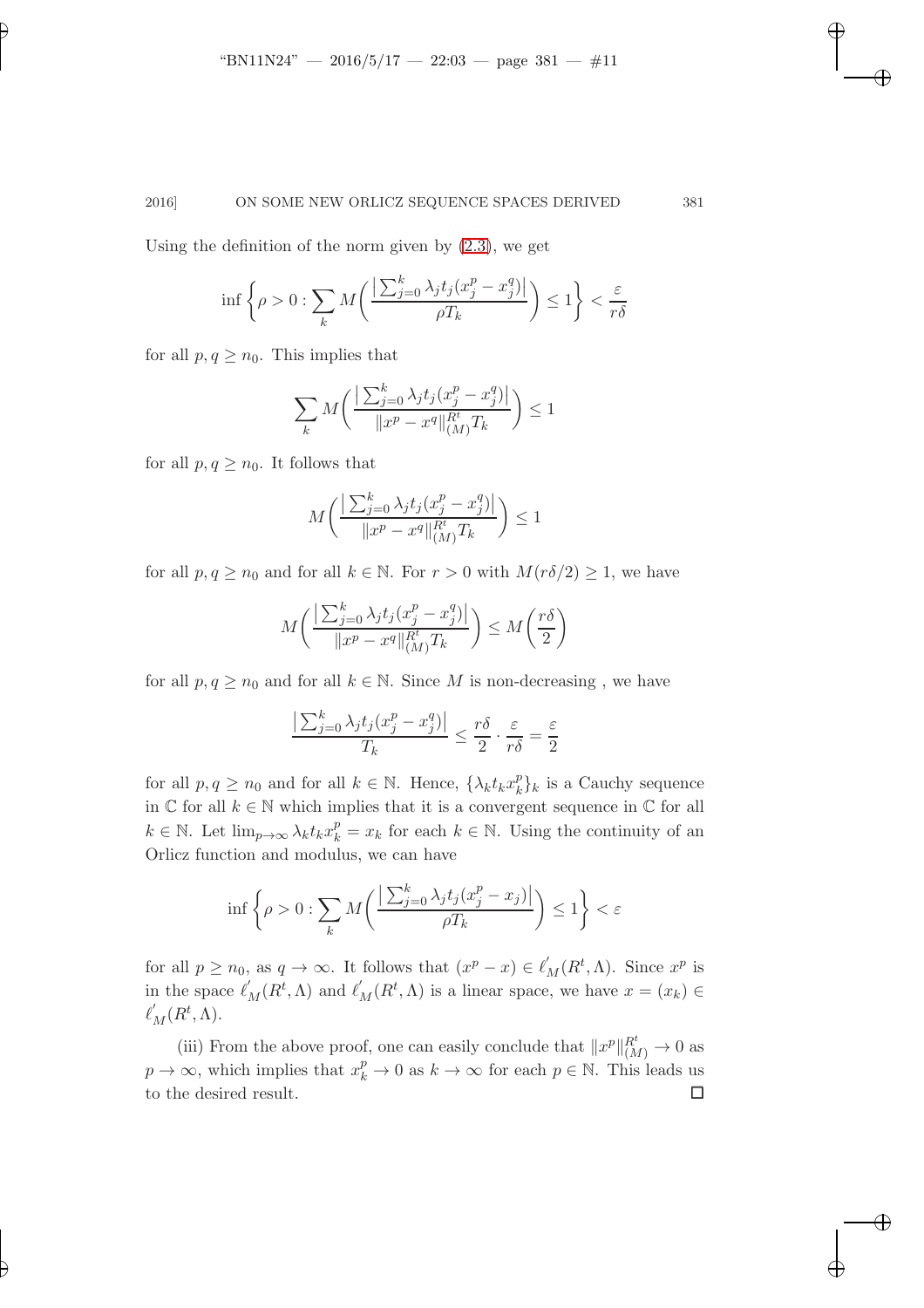Using the definition of the norm given by (2.3), we get

$$\inf\left\{\rho > 0 : \sum_k M\left(\frac{\left|\sum_{j=0}^{k} \lambda_j t_j (x_j^p - x_j^q)\right|}{\rho T_k}\right) \leq 1\right\} < \frac{\varepsilon}{r\delta}$$

for all $p, q \geq n_0$. This implies that

$$\sum_k M\left(\frac{\left|\sum_{j=0}^{k} \lambda_j t_j (x_j^p - x_j^q)\right|}{\|x^p - x^q\|_{(M)}^{R^t} T_k}\right) \leq 1$$

for all $p, q \geq n_0$. It follows that

$$M\left(\frac{\left|\sum_{j=0}^{k} \lambda_j t_j (x_j^p - x_j^q)\right|}{\|x^p - x^q\|_{(M)}^{R^t} T_k}\right) \leq 1$$

for all $p, q \geq n_0$ and for all $k \in \mathbb{N}$. For $r > 0$ with $M(r\delta/2) \geq 1$, we have

$$M\left(\frac{\left|\sum_{j=0}^{k} \lambda_j t_j (x_j^p - x_j^q)\right|}{\|x^p - x^q\|_{(M)}^{R^t} T_k}\right) \leq M\left(\frac{r\delta}{2}\right)$$

for all $p, q \geq n_0$ and for all $k \in \mathbb{N}$. Since $M$ is non-decreasing , we have

$$\frac{\left|\sum_{j=0}^{k} \lambda_j t_j (x_j^p - x_j^q)\right|}{T_k} \leq \frac{r\delta}{2} \cdot \frac{\varepsilon}{r\delta} = \frac{\varepsilon}{2}$$

for all $p, q \geq n_0$ and for all $k \in \mathbb{N}$. Hence, $\{\lambda_k t_k x_k^p\}_k$ is a Cauchy sequence in $\mathbb{C}$ for all $k \in \mathbb{N}$ which implies that it is a convergent sequence in $\mathbb{C}$ for all $k \in \mathbb{N}$. Let $\lim_{p\to\infty} \lambda_k t_k x_k^p = x_k$ for each $k \in \mathbb{N}$. Using the continuity of an Orlicz function and modulus, we can have

$$\inf\left\{\rho > 0 : \sum_k M\left(\frac{\left|\sum_{j=0}^{k} \lambda_j t_j (x_j^p - x_j)\right|}{\rho T_k}\right) \leq 1\right\} < \varepsilon$$

for all $p \geq n_0$, as $q \to \infty$. It follows that $(x^p - x) \in \ell_M'(R^t, \Lambda)$. Since $x^p$ is in the space $\ell_M'(R^t, \Lambda)$ and $\ell_M'(R^t, \Lambda)$ is a linear space, we have $x = (x_k) \in \ell_M'(R^t, \Lambda)$.

(iii) From the above proof, one can easily conclude that $\|x^p\|_{(M)}^{R^t} \to 0$ as $p \to \infty$, which implies that $x_k^p \to 0$ as $k \to \infty$ for each $p \in \mathbb{N}$. This leads us to the desired result. $\square$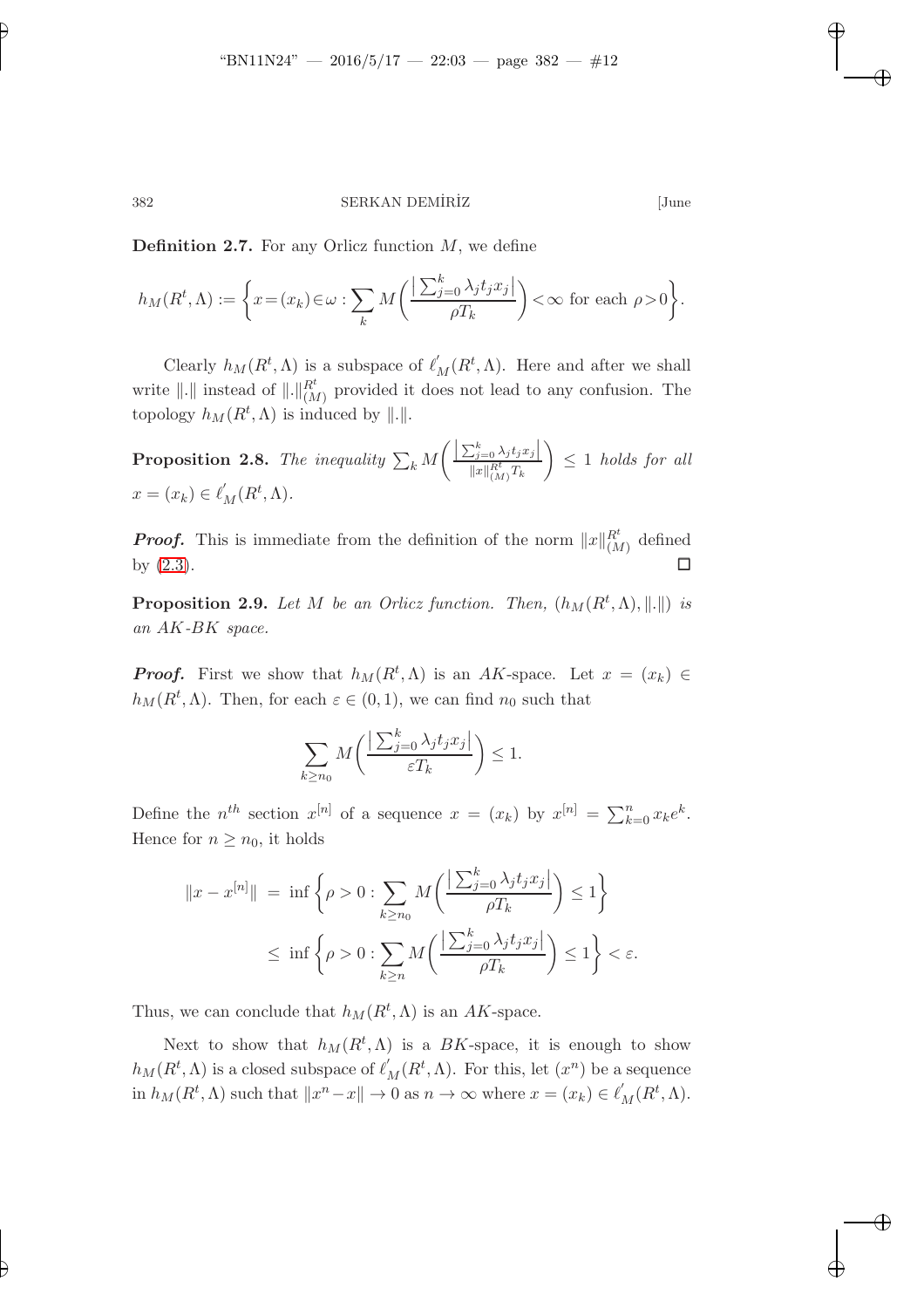**Definition 2.7.** For any Orlicz function $M$, we define

$$h_M(R^t,\Lambda) := \left\{x=(x_k)\in\omega : \sum_k M\left(\frac{\left|\sum_{j=0}^k \lambda_j t_j x_j\right|}{\rho T_k}\right)<\infty \text{ for each } \rho>0\right\}.$$

Clearly $h_M(R^t,\Lambda)$ is a subspace of $\ell_M^{'}(R^t,\Lambda)$. Here and after we shall write $\|.\|$ instead of $\|.\|_{(M)}^{R^t}$ provided it does not lead to any confusion. The topology $h_M(R^t,\Lambda)$ is induced by $\|.\|$.

**Proposition 2.8.** *The inequality* $\sum_k M\left(\frac{\left|\sum_{j=0}^k \lambda_j t_j x_j\right|}{\|x\|_{(M)}^{R^t} T_k}\right) \leq 1$ *holds for all* $x=(x_k)\in \ell_M^{'}(R^t,\Lambda)$.

***Proof.*** This is immediate from the definition of the norm $\|x\|_{(M)}^{R^t}$ defined by (2.3). ◻

**Proposition 2.9.** *Let $M$ be an Orlicz function. Then, $(h_M(R^t,\Lambda),\|.\|)$ is an AK-BK space.*

***Proof.*** First we show that $h_M(R^t,\Lambda)$ is an $AK$-space. Let $x=(x_k)\in h_M(R^t,\Lambda)$. Then, for each $\varepsilon\in(0,1)$, we can find $n_0$ such that

$$\sum_{k\geq n_0} M\left(\frac{\left|\sum_{j=0}^k \lambda_j t_j x_j\right|}{\varepsilon T_k}\right)\leq 1.$$

Define the $n^{th}$ section $x^{[n]}$ of a sequence $x=(x_k)$ by $x^{[n]}=\sum_{k=0}^n x_k e^k$. Hence for $n\geq n_0$, it holds

$$\begin{aligned}
\|x-x^{[n]}\| &= \inf\left\{\rho>0 : \sum_{k\geq n_0} M\left(\frac{\left|\sum_{j=0}^k \lambda_j t_j x_j\right|}{\rho T_k}\right)\leq 1\right\}\\
&\leq \inf\left\{\rho>0 : \sum_{k\geq n} M\left(\frac{\left|\sum_{j=0}^k \lambda_j t_j x_j\right|}{\rho T_k}\right)\leq 1\right\}<\varepsilon.
\end{aligned}$$

Thus, we can conclude that $h_M(R^t,\Lambda)$ is an $AK$-space.

Next to show that $h_M(R^t,\Lambda)$ is a $BK$-space, it is enough to show $h_M(R^t,\Lambda)$ is a closed subspace of $\ell_M^{'}(R^t,\Lambda)$. For this, let $(x^n)$ be a sequence in $h_M(R^t,\Lambda)$ such that $\|x^n-x\|\to 0$ as $n\to\infty$ where $x=(x_k)\in \ell_M^{'}(R^t,\Lambda)$.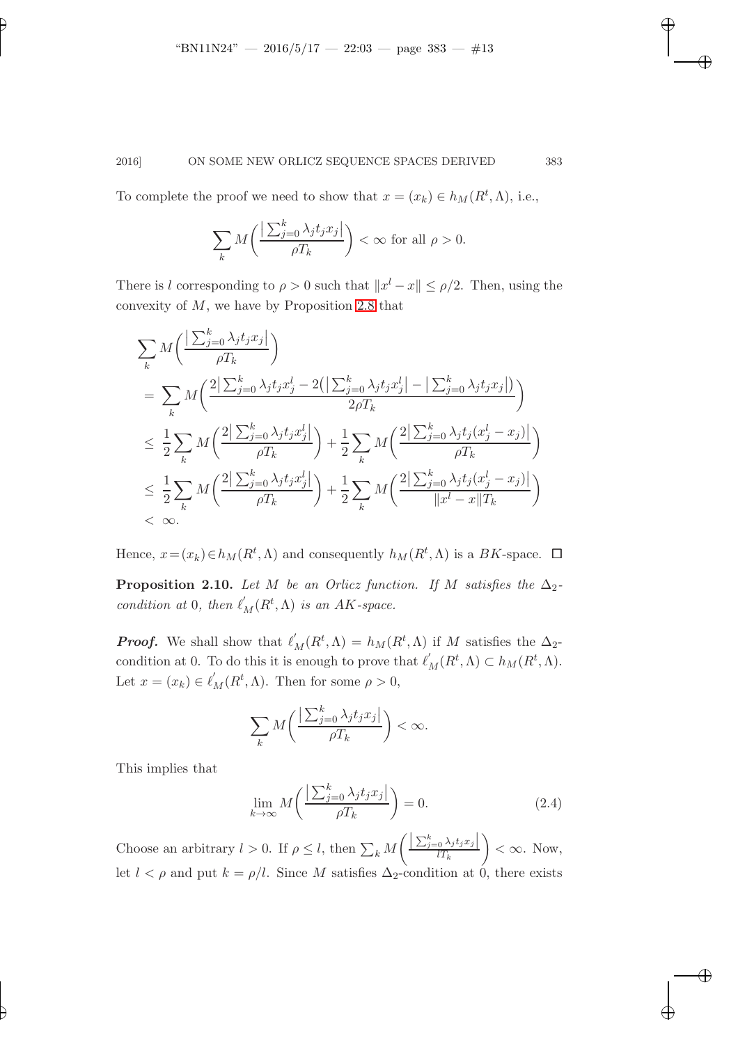To complete the proof we need to show that $x = (x_k) \in h_M(R^t, \Lambda)$, i.e.,

$$\sum_k M\bigg(\frac{\big|\sum_{j=0}^k \lambda_j t_j x_j\big|}{\rho T_k}\bigg) < \infty \text{ for all } \rho > 0.$$

There is $l$ corresponding to $\rho > 0$ such that $\|x^l - x\| \leq \rho/2$. Then, using the convexity of $M$, we have by Proposition 2.8 that

$$\begin{aligned}
&\sum_k M\bigg(\frac{\big|\sum_{j=0}^k \lambda_j t_j x_j\big|}{\rho T_k}\bigg) \\
&= \sum_k M\bigg(\frac{2\big|\sum_{j=0}^k \lambda_j t_j x_j^l - 2\big(\big|\sum_{j=0}^k \lambda_j t_j x_j^l\big| - \big|\sum_{j=0}^k \lambda_j t_j x_j\big|\big)}{2\rho T_k}\bigg) \\
&\leq \frac{1}{2}\sum_k M\bigg(\frac{2\big|\sum_{j=0}^k \lambda_j t_j x_j^l\big|}{\rho T_k}\bigg) + \frac{1}{2}\sum_k M\bigg(\frac{2\big|\sum_{j=0}^k \lambda_j t_j (x_j^l - x_j)\big|}{\rho T_k}\bigg) \\
&\leq \frac{1}{2}\sum_k M\bigg(\frac{2\big|\sum_{j=0}^k \lambda_j t_j x_j^l\big|}{\rho T_k}\bigg) + \frac{1}{2}\sum_k M\bigg(\frac{2\big|\sum_{j=0}^k \lambda_j t_j (x_j^l - x_j)\big|}{\|x^l - x\| T_k}\bigg) \\
&< \infty.
\end{aligned}$$

Hence, $x = (x_k) \in h_M(R^t, \Lambda)$ and consequently $h_M(R^t, \Lambda)$ is a $BK$-space. $\square$

**Proposition 2.10.** *Let $M$ be an Orlicz function. If $M$ satisfies the $\Delta_2$-condition at 0, then $\ell_M^{'}(R^t, \Lambda)$ is an $AK$-space.*

***Proof.*** We shall show that $\ell_M^{'}(R^t, \Lambda) = h_M(R^t, \Lambda)$ if $M$ satisfies the $\Delta_2$-condition at 0. To do this it is enough to prove that $\ell_M^{'}(R^t, \Lambda) \subset h_M(R^t, \Lambda)$. Let $x = (x_k) \in \ell_M^{'}(R^t, \Lambda)$. Then for some $\rho > 0$,

$$\sum_k M\bigg(\frac{\big|\sum_{j=0}^k \lambda_j t_j x_j\big|}{\rho T_k}\bigg) < \infty.$$

This implies that

$$\lim_{k \to \infty} M\bigg(\frac{\big|\sum_{j=0}^k \lambda_j t_j x_j\big|}{\rho T_k}\bigg) = 0. \tag{2.4}$$

Choose an arbitrary $l > 0$. If $\rho \leq l$, then $\sum_k M\bigg(\frac{\big|\sum_{j=0}^k \lambda_j t_j x_j\big|}{l T_k}\bigg) < \infty$. Now, let $l < \rho$ and put $k = \rho/l$. Since $M$ satisfies $\Delta_2$-condition at 0, there exists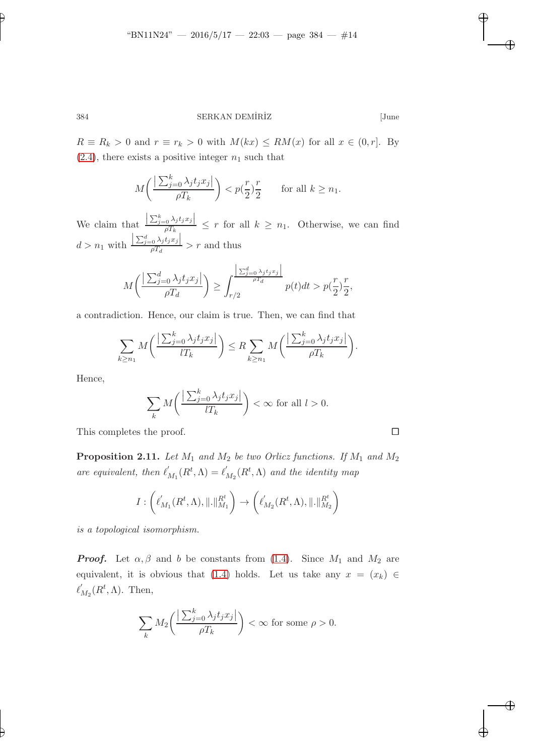$R \equiv R_k > 0$ and $r \equiv r_k > 0$ with $M(kx) \leq RM(x)$ for all $x \in (0, r]$. By (2.4), there exists a positive integer $n_1$ such that

$$M\left(\frac{\left|\sum_{j=0}^{k} \lambda_j t_j x_j\right|}{\rho T_k}\right) < p(\frac{r}{2})\frac{r}{2} \qquad \text{for all } k \geq n_1.$$

We claim that $\frac{\left|\sum_{j=0}^{k} \lambda_j t_j x_j\right|}{\rho T_k} \leq r$ for all $k \geq n_1$. Otherwise, we can find $d > n_1$ with $\frac{\left|\sum_{j=0}^{d} \lambda_j t_j x_j\right|}{\rho T_d} > r$ and thus

$$M\left(\frac{\left|\sum_{j=0}^{d} \lambda_j t_j x_j\right|}{\rho T_d}\right) \geq \int_{r/2}^{\frac{\left|\sum_{j=0}^{d} \lambda_j t_j x_j\right|}{\rho T_d}} p(t)dt > p(\frac{r}{2})\frac{r}{2},$$

a contradiction. Hence, our claim is true. Then, we can find that

$$\sum_{k \geq n_1} M\left(\frac{\left|\sum_{j=0}^{k} \lambda_j t_j x_j\right|}{l T_k}\right) \leq R \sum_{k \geq n_1} M\left(\frac{\left|\sum_{j=0}^{k} \lambda_j t_j x_j\right|}{\rho T_k}\right).$$

Hence,

$$\sum_{k} M\left(\frac{\left|\sum_{j=0}^{k} \lambda_j t_j x_j\right|}{l T_k}\right) < \infty \text{ for all } l > 0.$$

This completes the proof. $\square$

**Proposition 2.11.** *Let $M_1$ and $M_2$ be two Orlicz functions. If $M_1$ and $M_2$ are equivalent, then $\ell'_{M_1}(R^t, \Lambda) = \ell'_{M_2}(R^t, \Lambda)$ and the identity map*

$$I : \left(\ell'_{M_1}(R^t, \Lambda), \|.\|_{M_1}^{R^t}\right) \to \left(\ell'_{M_2}(R^t, \Lambda), \|.\|_{M_2}^{R^t}\right)$$

*is a topological isomorphism.*

***Proof.*** Let $\alpha, \beta$ and $b$ be constants from (1.4). Since $M_1$ and $M_2$ are equivalent, it is obvious that (1.4) holds. Let us take any $x = (x_k) \in \ell'_{M_2}(R^t, \Lambda)$. Then,

$$\sum_{k} M_2\left(\frac{\left|\sum_{j=0}^{k} \lambda_j t_j x_j\right|}{\rho T_k}\right) < \infty \text{ for some } \rho > 0.$$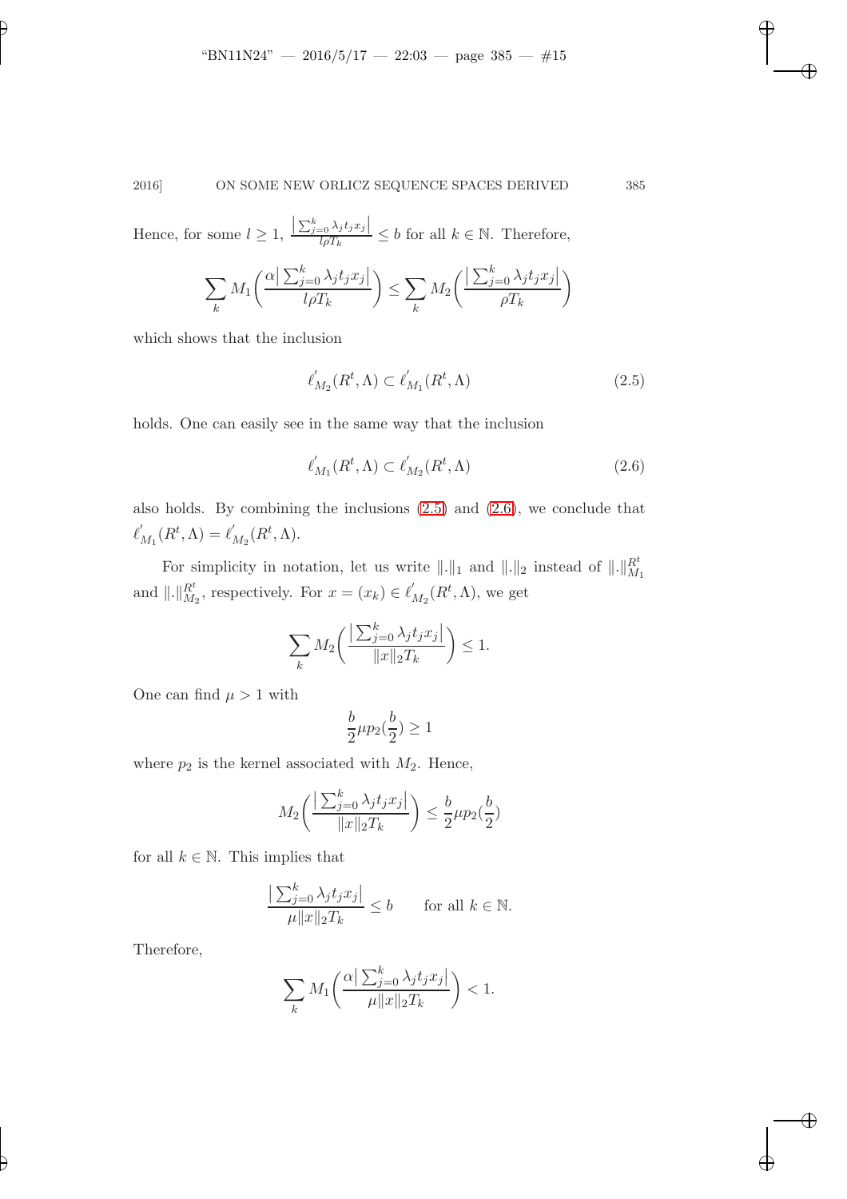Hence, for some $l \geq 1$, $\frac{\left|\sum_{j=0}^{k} \lambda_j t_j x_j\right|}{l\rho T_k} \leq b$ for all $k \in \mathbb{N}$. Therefore,

$$\sum_k M_1\left(\frac{\alpha\left|\sum_{j=0}^{k} \lambda_j t_j x_j\right|}{l\rho T_k}\right) \leq \sum_k M_2\left(\frac{\left|\sum_{j=0}^{k} \lambda_j t_j x_j\right|}{\rho T_k}\right)$$

which shows that the inclusion

$$\ell'_{M_2}(R^t, \Lambda) \subset \ell'_{M_1}(R^t, \Lambda) \tag{2.5}$$

holds. One can easily see in the same way that the inclusion

$$\ell'_{M_1}(R^t, \Lambda) \subset \ell'_{M_2}(R^t, \Lambda) \tag{2.6}$$

also holds. By combining the inclusions (2.5) and (2.6), we conclude that $\ell'_{M_1}(R^t, \Lambda) = \ell'_{M_2}(R^t, \Lambda)$.

For simplicity in notation, let us write $\|.\|_1$ and $\|.\|_2$ instead of $\|.\|_{M_1}^{R^t}$ and $\|.\|_{M_2}^{R^t}$, respectively. For $x = (x_k) \in \ell'_{M_2}(R^t, \Lambda)$, we get

$$\sum_k M_2\left(\frac{\left|\sum_{j=0}^{k} \lambda_j t_j x_j\right|}{\|x\|_2 T_k}\right) \leq 1.$$

One can find $\mu > 1$ with

$$\frac{b}{2}\mu p_2\left(\frac{b}{2}\right) \geq 1$$

where $p_2$ is the kernel associated with $M_2$. Hence,

$$M_2\left(\frac{\left|\sum_{j=0}^{k} \lambda_j t_j x_j\right|}{\|x\|_2 T_k}\right) \leq \frac{b}{2}\mu p_2\left(\frac{b}{2}\right)$$

for all $k \in \mathbb{N}$. This implies that

$$\frac{\left|\sum_{j=0}^{k} \lambda_j t_j x_j\right|}{\mu\|x\|_2 T_k} \leq b \qquad \text{for all } k \in \mathbb{N}.$$

Therefore,

$$\sum_k M_1\left(\frac{\alpha\left|\sum_{j=0}^{k} \lambda_j t_j x_j\right|}{\mu\|x\|_2 T_k}\right) < 1.$$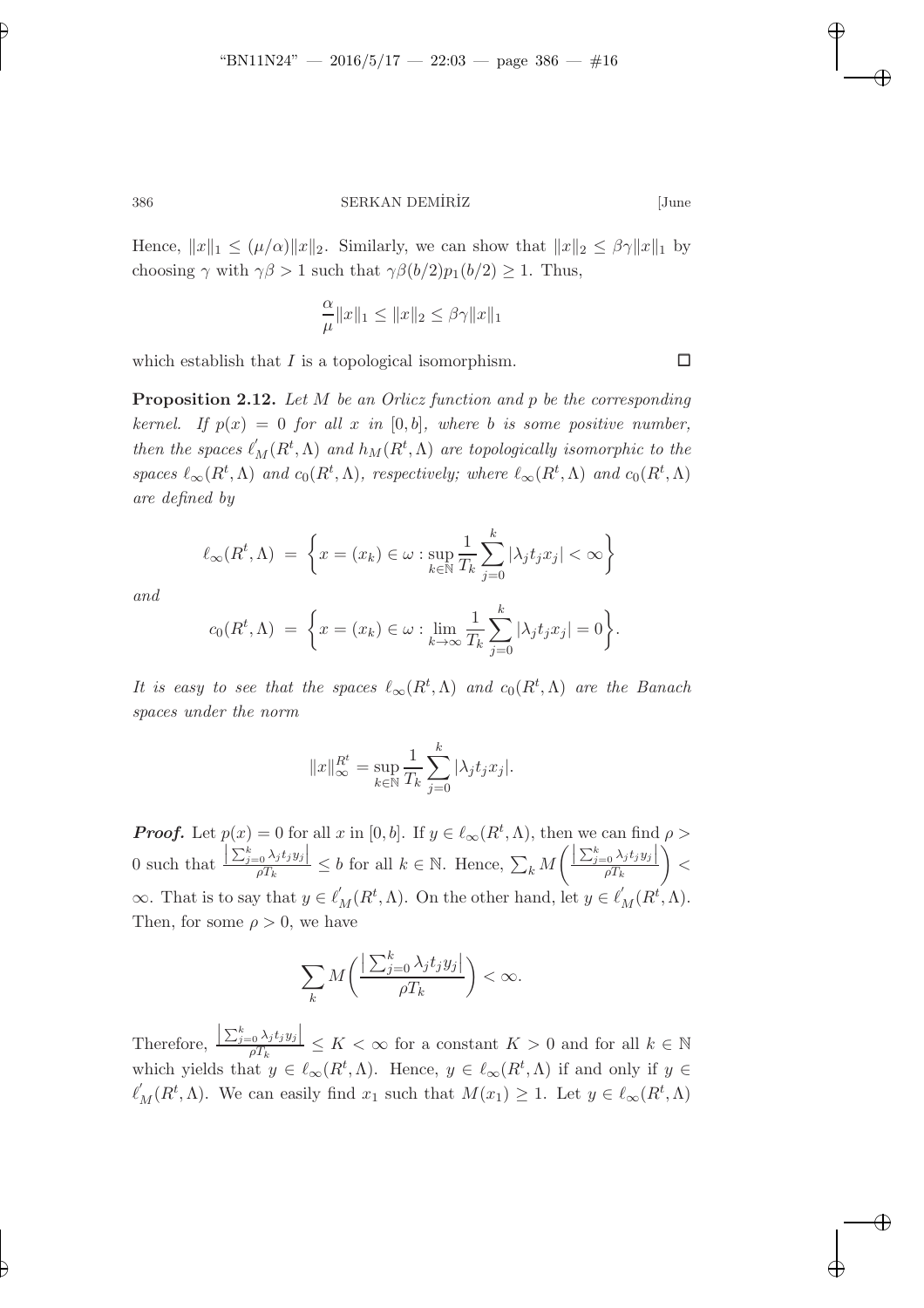Hence, $\|x\|_1 \leq (\mu/\alpha)\|x\|_2$. Similarly, we can show that $\|x\|_2 \leq \beta\gamma\|x\|_1$ by choosing $\gamma$ with $\gamma\beta > 1$ such that $\gamma\beta(b/2)p_1(b/2) \geq 1$. Thus,

$$\frac{\alpha}{\mu}\|x\|_1 \leq \|x\|_2 \leq \beta\gamma\|x\|_1$$

which establish that $I$ is a topological isomorphism. □

**Proposition 2.12.** *Let $M$ be an Orlicz function and $p$ be the corresponding kernel. If $p(x) = 0$ for all $x$ in $[0, b]$, where $b$ is some positive number, then the spaces $\ell_M'(R^t, \Lambda)$ and $h_M(R^t, \Lambda)$ are topologically isomorphic to the spaces $\ell_\infty(R^t, \Lambda)$ and $c_0(R^t, \Lambda)$, respectively; where $\ell_\infty(R^t, \Lambda)$ and $c_0(R^t, \Lambda)$ are defined by*

$$\ell_\infty(R^t, \Lambda) = \left\{ x = (x_k) \in \omega : \sup_{k \in \mathbb{N}} \frac{1}{T_k} \sum_{j=0}^{k} |\lambda_j t_j x_j| < \infty \right\}$$

*and*

$$c_0(R^t, \Lambda) = \left\{ x = (x_k) \in \omega : \lim_{k \to \infty} \frac{1}{T_k} \sum_{j=0}^{k} |\lambda_j t_j x_j| = 0 \right\}.$$

*It is easy to see that the spaces $\ell_\infty(R^t, \Lambda)$ and $c_0(R^t, \Lambda)$ are the Banach spaces under the norm*

$$\|x\|_\infty^{R^t} = \sup_{k \in \mathbb{N}} \frac{1}{T_k} \sum_{j=0}^{k} |\lambda_j t_j x_j|.$$

***Proof.*** Let $p(x) = 0$ for all $x$ in $[0, b]$. If $y \in \ell_\infty(R^t, \Lambda)$, then we can find $\rho > 0$ such that $\frac{\left|\sum_{j=0}^{k} \lambda_j t_j y_j\right|}{\rho T_k} \leq b$ for all $k \in \mathbb{N}$. Hence, $\sum_k M\left(\frac{\left|\sum_{j=0}^{k} \lambda_j t_j y_j\right|}{\rho T_k}\right) < \infty$. That is to say that $y \in \ell_M'(R^t, \Lambda)$. On the other hand, let $y \in \ell_M'(R^t, \Lambda)$. Then, for some $\rho > 0$, we have

$$\sum_k M\left(\frac{\left|\sum_{j=0}^{k} \lambda_j t_j y_j\right|}{\rho T_k}\right) < \infty.$$

Therefore, $\frac{\left|\sum_{j=0}^{k} \lambda_j t_j y_j\right|}{\rho T_k} \leq K < \infty$ for a constant $K > 0$ and for all $k \in \mathbb{N}$ which yields that $y \in \ell_\infty(R^t, \Lambda)$. Hence, $y \in \ell_\infty(R^t, \Lambda)$ if and only if $y \in \ell_M'(R^t, \Lambda)$. We can easily find $x_1$ such that $M(x_1) \geq 1$. Let $y \in \ell_\infty(R^t, \Lambda)$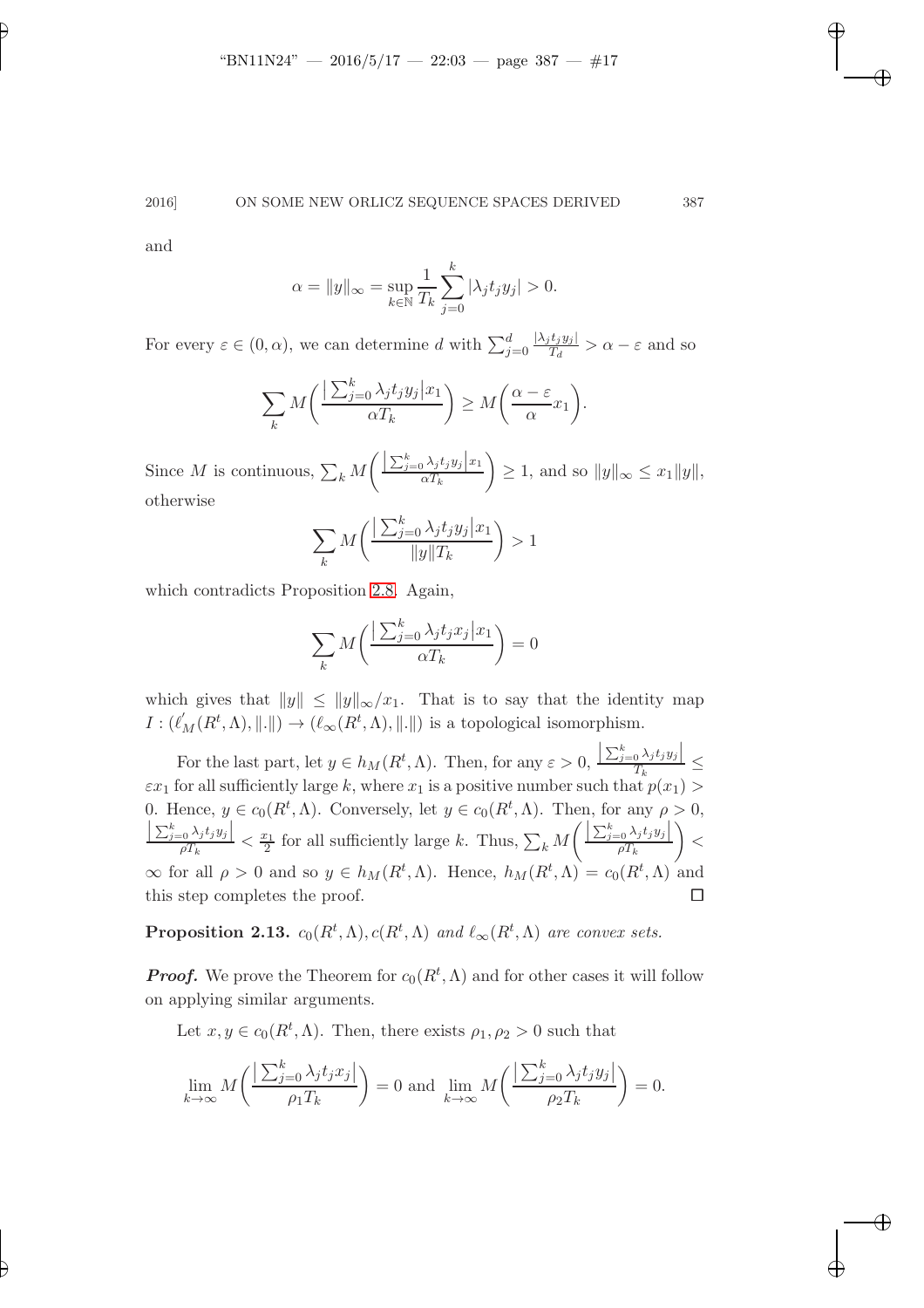and

$$\alpha = \|y\|_\infty = \sup_{k\in\mathbb{N}} \frac{1}{T_k}\sum_{j=0}^{k} |\lambda_j t_j y_j| > 0.$$

For every $\varepsilon \in (0, \alpha)$, we can determine $d$ with $\sum_{j=0}^{d} \frac{|\lambda_j t_j y_j|}{T_d} > \alpha - \varepsilon$ and so

$$\sum_k M\bigg(\frac{\big|\sum_{j=0}^{k}\lambda_j t_j y_j\big| x_1}{\alpha T_k}\bigg) \geq M\bigg(\frac{\alpha-\varepsilon}{\alpha}x_1\bigg).$$

Since $M$ is continuous, $\sum_k M\bigg(\frac{\big|\sum_{j=0}^{k}\lambda_j t_j y_j\big| x_1}{\alpha T_k}\bigg) \geq 1$, and so $\|y\|_\infty \leq x_1\|y\|$, otherwise

$$\sum_k M\bigg(\frac{\big|\sum_{j=0}^{k}\lambda_j t_j y_j\big| x_1}{\|y\| T_k}\bigg) > 1$$

which contradicts Proposition 2.8. Again,

$$\sum_k M\bigg(\frac{\big|\sum_{j=0}^{k}\lambda_j t_j x_j\big| x_1}{\alpha T_k}\bigg) = 0$$

which gives that $\|y\| \leq \|y\|_\infty/x_1$. That is to say that the identity map $I : (\ell_M^{'}(R^t,\Lambda), \|.\|) \to (\ell_\infty(R^t,\Lambda), \|.\|)$ is a topological isomorphism.

For the last part, let $y \in h_M(R^t,\Lambda)$. Then, for any $\varepsilon > 0$, $\frac{\big|\sum_{j=0}^{k}\lambda_j t_j y_j\big|}{T_k} \leq \varepsilon x_1$ for all sufficiently large $k$, where $x_1$ is a positive number such that $p(x_1) > 0$. Hence, $y \in c_0(R^t,\Lambda)$. Conversely, let $y \in c_0(R^t,\Lambda)$. Then, for any $\rho > 0$, $\frac{\big|\sum_{j=0}^{k}\lambda_j t_j y_j\big|}{\rho T_k} < \frac{x_1}{2}$ for all sufficiently large $k$. Thus, $\sum_k M\bigg(\frac{\big|\sum_{j=0}^{k}\lambda_j t_j y_j\big|}{\rho T_k}\bigg) < \infty$ for all $\rho > 0$ and so $y \in h_M(R^t,\Lambda)$. Hence, $h_M(R^t,\Lambda) = c_0(R^t,\Lambda)$ and this step completes the proof. $\square$

**Proposition 2.13.** *$c_0(R^t,\Lambda), c(R^t,\Lambda)$ and $\ell_\infty(R^t,\Lambda)$ are convex sets.*

***Proof.*** We prove the Theorem for $c_0(R^t,\Lambda)$ and for other cases it will follow on applying similar arguments.

Let $x, y \in c_0(R^t,\Lambda)$. Then, there exists $\rho_1, \rho_2 > 0$ such that

$$\lim_{k\to\infty} M\bigg(\frac{\big|\sum_{j=0}^{k}\lambda_j t_j x_j\big|}{\rho_1 T_k}\bigg) = 0 \text{ and } \lim_{k\to\infty} M\bigg(\frac{\big|\sum_{j=0}^{k}\lambda_j t_j y_j\big|}{\rho_2 T_k}\bigg) = 0.$$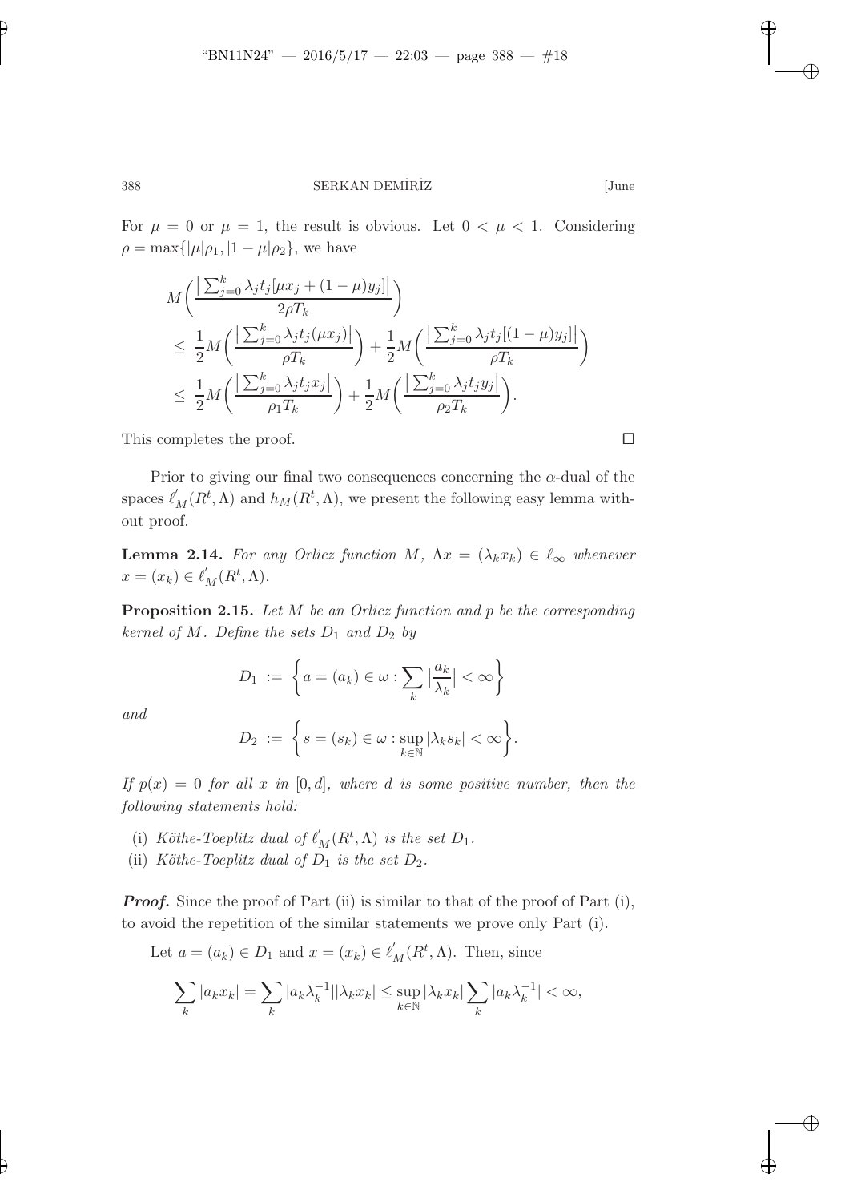For $\mu = 0$ or $\mu = 1$, the result is obvious. Let $0 < \mu < 1$. Considering $\rho = \max\{|\mu|\rho_1, |1-\mu|\rho_2\}$, we have

$$
\begin{aligned}
& M\left(\frac{\left|\sum_{j=0}^{k} \lambda_j t_j[\mu x_j + (1-\mu)y_j]\right|}{2\rho T_k}\right) \\
& \leq \frac{1}{2} M\left(\frac{\left|\sum_{j=0}^{k} \lambda_j t_j(\mu x_j)\right|}{\rho T_k}\right) + \frac{1}{2} M\left(\frac{\left|\sum_{j=0}^{k} \lambda_j t_j[(1-\mu)y_j]\right|}{\rho T_k}\right) \\
& \leq \frac{1}{2} M\left(\frac{\left|\sum_{j=0}^{k} \lambda_j t_j x_j\right|}{\rho_1 T_k}\right) + \frac{1}{2} M\left(\frac{\left|\sum_{j=0}^{k} \lambda_j t_j y_j\right|}{\rho_2 T_k}\right).
\end{aligned}
$$

This completes the proof. □

Prior to giving our final two consequences concerning the $\alpha$-dual of the spaces $\ell_M^{'}(R^t, \Lambda)$ and $h_M(R^t, \Lambda)$, we present the following easy lemma without proof.

**Lemma 2.14.** *For any Orlicz function $M$, $\Lambda x = (\lambda_k x_k) \in \ell_\infty$ whenever $x = (x_k) \in \ell_M^{'}(R^t, \Lambda)$.*

**Proposition 2.15.** *Let $M$ be an Orlicz function and $p$ be the corresponding kernel of $M$. Define the sets $D_1$ and $D_2$ by*

$$
D_1 := \left\{ a = (a_k) \in \omega : \sum_k \left|\frac{a_k}{\lambda_k}\right| < \infty \right\}
$$

*and*

$$
D_2 := \left\{ s = (s_k) \in \omega : \sup_{k \in \mathbb{N}} |\lambda_k s_k| < \infty \right\}.
$$

*If $p(x) = 0$ for all $x$ in $[0, d]$, where $d$ is some positive number, then the following statements hold:*

(i) *Köthe-Toeplitz dual of $\ell_M^{'}(R^t, \Lambda)$ is the set $D_1$.*

(ii) *Köthe-Toeplitz dual of $D_1$ is the set $D_2$.*

***Proof.*** Since the proof of Part (ii) is similar to that of the proof of Part (i), to avoid the repetition of the similar statements we prove only Part (i).

Let $a = (a_k) \in D_1$ and $x = (x_k) \in \ell_M^{'}(R^t, \Lambda)$. Then, since

$$
\sum_k |a_k x_k| = \sum_k |a_k \lambda_k^{-1}||\lambda_k x_k| \leq \sup_{k \in \mathbb{N}} |\lambda_k x_k| \sum_k |a_k \lambda_k^{-1}| < \infty,
$$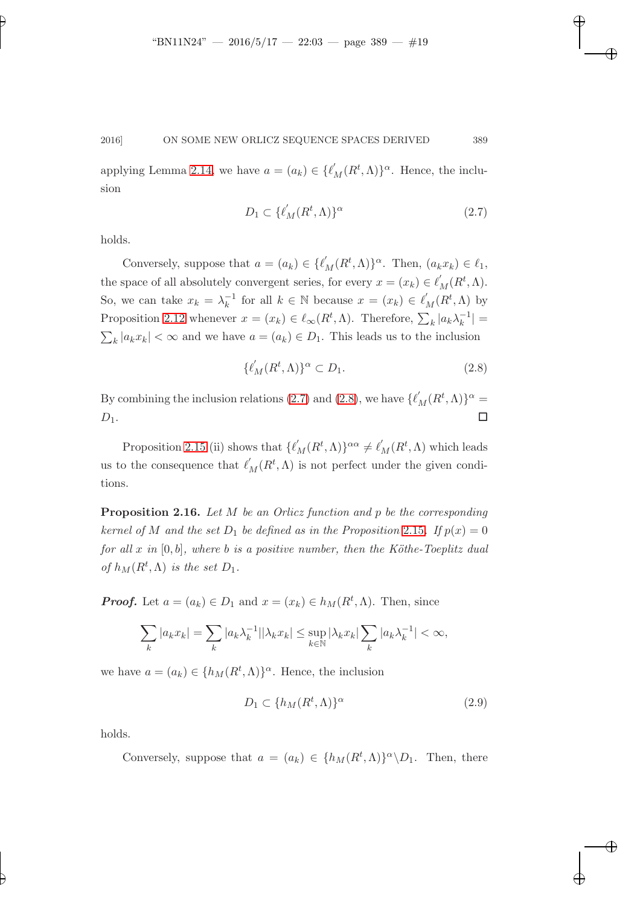applying Lemma 2.14, we have $a = (a_k) \in \{\ell_M^{'}(R^t, \Lambda)\}^\alpha$. Hence, the inclusion

$$D_1 \subset \{\ell_M^{'}(R^t, \Lambda)\}^\alpha \tag{2.7}$$

holds.

Conversely, suppose that $a = (a_k) \in \{\ell_M^{'}(R^t, \Lambda)\}^\alpha$. Then, $(a_k x_k) \in \ell_1$, the space of all absolutely convergent series, for every $x = (x_k) \in \ell_M^{'}(R^t, \Lambda)$. So, we can take $x_k = \lambda_k^{-1}$ for all $k \in \mathbb{N}$ because $x = (x_k) \in \ell_M^{'}(R^t, \Lambda)$ by Proposition 2.12 whenever $x = (x_k) \in \ell_\infty(R^t, \Lambda)$. Therefore, $\sum_k |a_k \lambda_k^{-1}| = \sum_k |a_k x_k| < \infty$ and we have $a = (a_k) \in D_1$. This leads us to the inclusion

$$\{\ell_M^{'}(R^t, \Lambda)\}^\alpha \subset D_1. \tag{2.8}$$

By combining the inclusion relations (2.7) and (2.8), we have $\{\ell_M^{'}(R^t, \Lambda)\}^\alpha = D_1$. □

Proposition 2.15 (ii) shows that $\{\ell_M^{'}(R^t, \Lambda)\}^{\alpha\alpha} \neq \ell_M^{'}(R^t, \Lambda)$ which leads us to the consequence that $\ell_M^{'}(R^t, \Lambda)$ is not perfect under the given conditions.

**Proposition 2.16.** *Let $M$ be an Orlicz function and $p$ be the corresponding kernel of $M$ and the set $D_1$ be defined as in the Proposition 2.15. If $p(x) = 0$ for all $x$ in $[0, b]$, where $b$ is a positive number, then the Köthe-Toeplitz dual of $h_M(R^t, \Lambda)$ is the set $D_1$.*

***Proof.*** Let $a = (a_k) \in D_1$ and $x = (x_k) \in h_M(R^t, \Lambda)$. Then, since

$$\sum_k |a_k x_k| = \sum_k |a_k \lambda_k^{-1}||\lambda_k x_k| \leq \sup_{k \in \mathbb{N}} |\lambda_k x_k| \sum_k |a_k \lambda_k^{-1}| < \infty,$$

we have $a = (a_k) \in \{h_M(R^t, \Lambda)\}^\alpha$. Hence, the inclusion

$$D_1 \subset \{h_M(R^t, \Lambda)\}^\alpha \tag{2.9}$$

holds.

Conversely, suppose that $a = (a_k) \in \{h_M(R^t, \Lambda)\}^\alpha \backslash D_1$. Then, there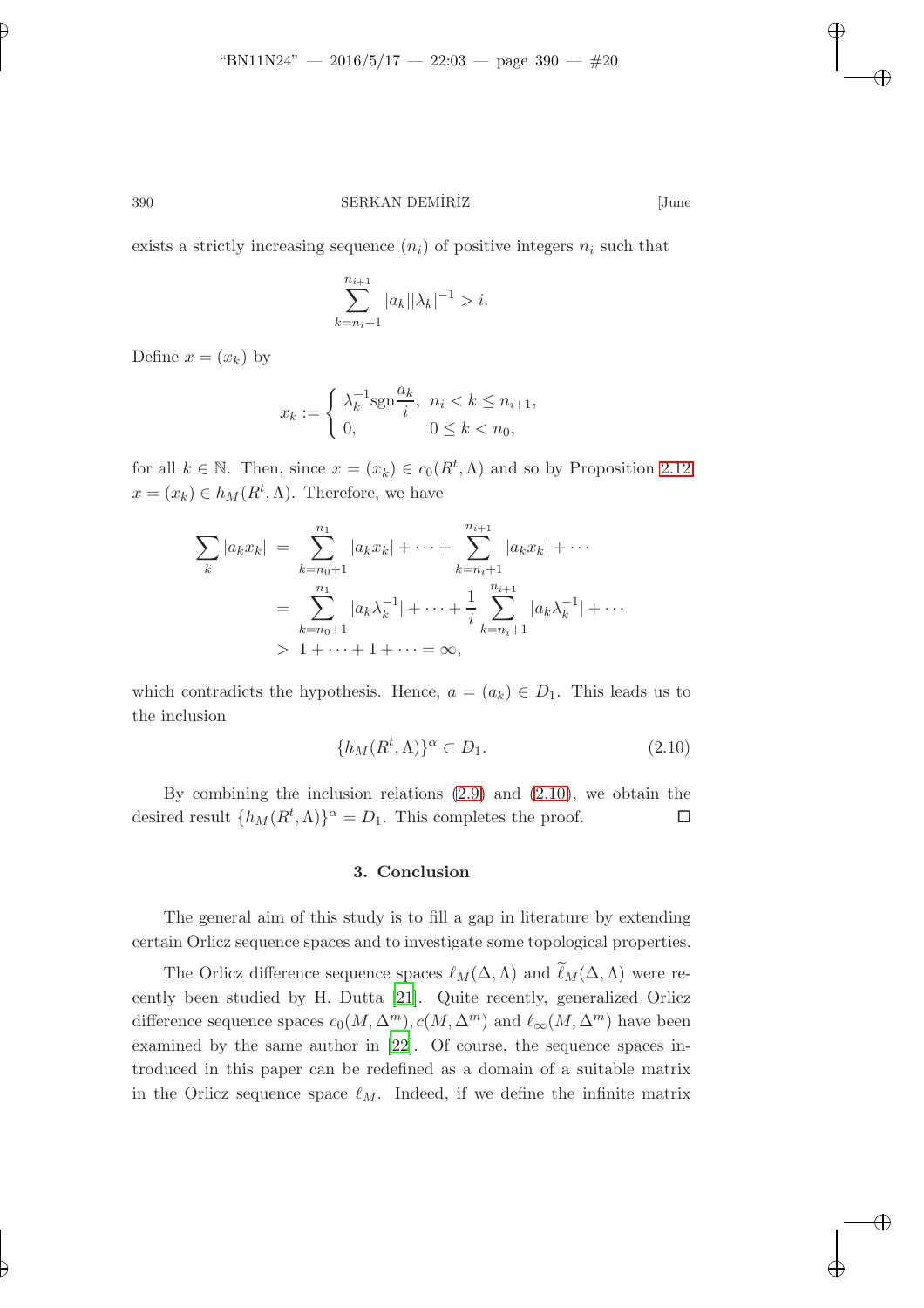exists a strictly increasing sequence $(n_i)$ of positive integers $n_i$ such that

$$\sum_{k=n_i+1}^{n_{i+1}} |a_k||\lambda_k|^{-1} > i.$$

Define $x = (x_k)$ by

$$x_k := \begin{cases} \lambda_k^{-1}\text{sgn}\dfrac{a_k}{i}, & n_i < k \leq n_{i+1}, \\ 0, & 0 \leq k < n_0, \end{cases}$$

for all $k \in \mathbb{N}$. Then, since $x = (x_k) \in c_0(R^t, \Lambda)$ and so by Proposition 2.12 $x = (x_k) \in h_M(R^t, \Lambda)$. Therefore, we have

$$\begin{aligned} \sum_k |a_k x_k| &= \sum_{k=n_0+1}^{n_1} |a_k x_k| + \cdots + \sum_{k=n_i+1}^{n_{i+1}} |a_k x_k| + \cdots \\ &= \sum_{k=n_0+1}^{n_1} |a_k \lambda_k^{-1}| + \cdots + \frac{1}{i} \sum_{k=n_i+1}^{n_{i+1}} |a_k \lambda_k^{-1}| + \cdots \\ &> 1 + \cdots + 1 + \cdots = \infty, \end{aligned}$$

which contradicts the hypothesis. Hence, $a = (a_k) \in D_1$. This leads us to the inclusion

$$\{h_M(R^t, \Lambda)\}^\alpha \subset D_1. \tag{2.10}$$

By combining the inclusion relations (2.9) and (2.10), we obtain the desired result $\{h_M(R^t, \Lambda)\}^\alpha = D_1$. This completes the proof. $\square$

## 3. Conclusion

The general aim of this study is to fill a gap in literature by extending certain Orlicz sequence spaces and to investigate some topological properties.

The Orlicz difference sequence spaces $\ell_M(\Delta, \Lambda)$ and $\widetilde{\ell}_M(\Delta, \Lambda)$ were recently been studied by H. Dutta [21]. Quite recently, generalized Orlicz difference sequence spaces $c_0(M, \Delta^m), c(M, \Delta^m)$ and $\ell_\infty(M, \Delta^m)$ have been examined by the same author in [22]. Of course, the sequence spaces introduced in this paper can be redefined as a domain of a suitable matrix in the Orlicz sequence space $\ell_M$. Indeed, if we define the infinite matrix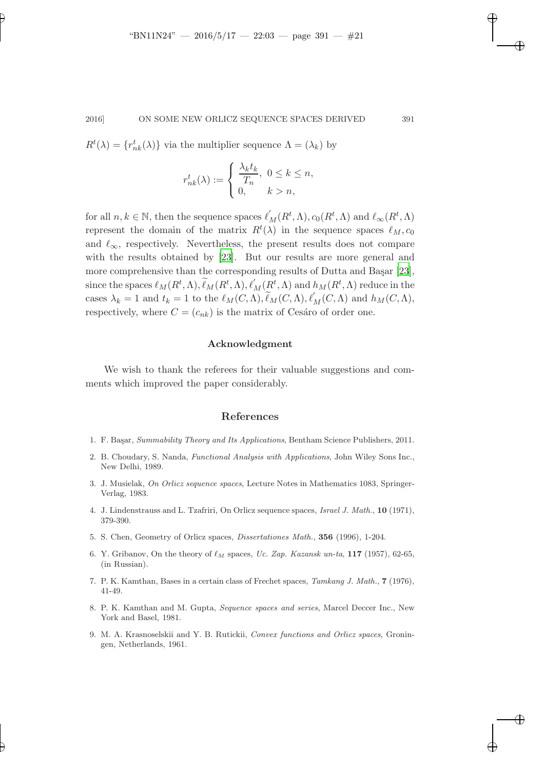$R^t(\lambda) = \{r_{nk}^t(\lambda)\}$ via the multiplier sequence $\Lambda = (\lambda_k)$ by

$$r_{nk}^t(\lambda) := \begin{cases} \dfrac{\lambda_k t_k}{T_n}, & 0 \leq k \leq n, \\ 0, & k > n, \end{cases}$$

for all $n, k \in \mathbb{N}$, then the sequence spaces $\ell_M^{'}(R^t, \Lambda), c_0(R^t, \Lambda)$ and $\ell_\infty(R^t, \Lambda)$ represent the domain of the matrix $R^t(\lambda)$ in the sequence spaces $\ell_M, c_0$ and $\ell_\infty$, respectively. Nevertheless, the present results does not compare with the results obtained by [23]. But our results are more general and more comprehensive than the corresponding results of Dutta and Başar [23], since the spaces $\ell_M(R^t, \Lambda), \widetilde{\ell}_M(R^t, \Lambda), \ell_M^{'}(R^t, \Lambda)$ and $h_M(R^t, \Lambda)$ reduce in the cases $\lambda_k = 1$ and $t_k = 1$ to the $\ell_M(C, \Lambda), \widetilde{\ell}_M(C, \Lambda), \ell_M^{'}(C, \Lambda)$ and $h_M(C, \Lambda)$, respectively, where $C = (c_{nk})$ is the matrix of Cesáro of order one.

## Acknowledgment

We wish to thank the referees for their valuable suggestions and comments which improved the paper considerably.

## References

1. F. Başar, *Summability Theory and Its Applications*, Bentham Science Publishers, 2011.
2. B. Choudary, S. Nanda, *Functional Analysis with Applications*, John Wiley Sons Inc., New Delhi, 1989.
3. J. Musielak, *On Orlicz sequence spaces*, Lecture Notes in Mathematics 1083, Springer-Verlag, 1983.
4. J. Lindenstrauss and L. Tzafriri, On Orlicz sequence spaces, *Israel J. Math.*, **10** (1971), 379-390.
5. S. Chen, Geometry of Orlicz spaces, *Dissertationes Math.*, **356** (1996), 1-204.
6. Y. Gribanov, On the theory of $\ell_M$ spaces, *Uc. Zap. Kazansk un-ta*, **117** (1957), 62-65, (in Russian).
7. P. K. Kamthan, Bases in a certain class of Frechet spaces, *Tamkang J. Math.*, **7** (1976), 41-49.
8. P. K. Kamthan and M. Gupta, *Sequence spaces and series*, Marcel Deccer Inc., New York and Basel, 1981.
9. M. A. Krasnoselskii and Y. B. Rutickii, *Convex functions and Orlicz spaces*, Groningen, Netherlands, 1961.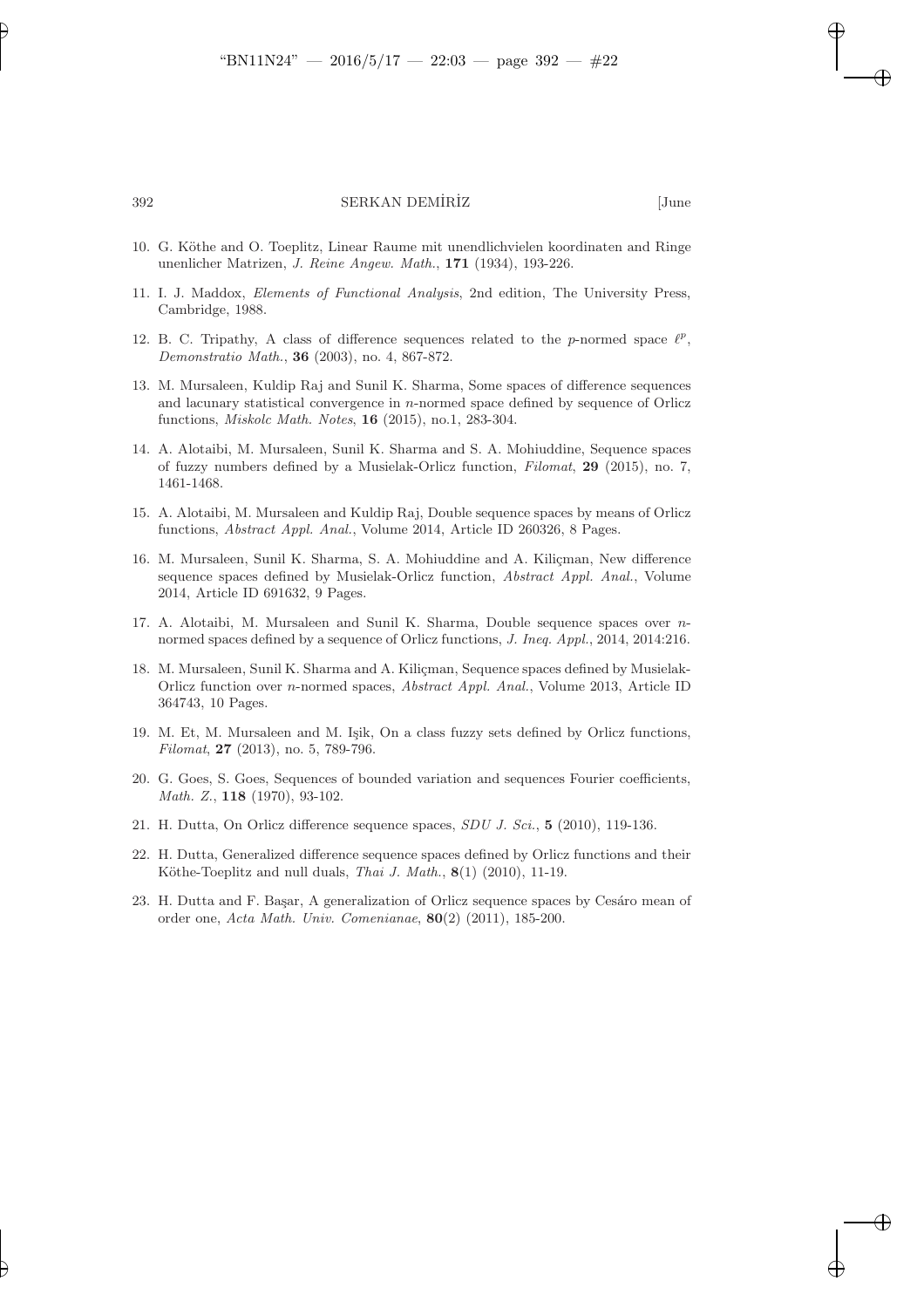10. G. Köthe and O. Toeplitz, Linear Raume mit unendlichvielen koordinaten and Ringe unenlicher Matrizen, *J. Reine Angew. Math.*, **171** (1934), 193-226.

11. I. J. Maddox, *Elements of Functional Analysis*, 2nd edition, The University Press, Cambridge, 1988.

12. B. C. Tripathy, A class of difference sequences related to the $p$-normed space $\ell^p$, *Demonstratio Math.*, **36** (2003), no. 4, 867-872.

13. M. Mursaleen, Kuldip Raj and Sunil K. Sharma, Some spaces of difference sequences and lacunary statistical convergence in $n$-normed space defined by sequence of Orlicz functions, *Miskolc Math. Notes*, **16** (2015), no.1, 283-304.

14. A. Alotaibi, M. Mursaleen, Sunil K. Sharma and S. A. Mohiuddine, Sequence spaces of fuzzy numbers defined by a Musielak-Orlicz function, *Filomat*, **29** (2015), no. 7, 1461-1468.

15. A. Alotaibi, M. Mursaleen and Kuldip Raj, Double sequence spaces by means of Orlicz functions, *Abstract Appl. Anal.*, Volume 2014, Article ID 260326, 8 Pages.

16. M. Mursaleen, Sunil K. Sharma, S. A. Mohiuddine and A. Kiliçman, New difference sequence spaces defined by Musielak-Orlicz function, *Abstract Appl. Anal.*, Volume 2014, Article ID 691632, 9 Pages.

17. A. Alotaibi, M. Mursaleen and Sunil K. Sharma, Double sequence spaces over $n$-normed spaces defined by a sequence of Orlicz functions, *J. Ineq. Appl.*, 2014, 2014:216.

18. M. Mursaleen, Sunil K. Sharma and A. Kiliçman, Sequence spaces defined by Musielak-Orlicz function over $n$-normed spaces, *Abstract Appl. Anal.*, Volume 2013, Article ID 364743, 10 Pages.

19. M. Et, M. Mursaleen and M. Işik, On a class fuzzy sets defined by Orlicz functions, *Filomat*, **27** (2013), no. 5, 789-796.

20. G. Goes, S. Goes, Sequences of bounded variation and sequences Fourier coefficients, *Math. Z.*, **118** (1970), 93-102.

21. H. Dutta, On Orlicz difference sequence spaces, *SDU J. Sci.*, **5** (2010), 119-136.

22. H. Dutta, Generalized difference sequence spaces defined by Orlicz functions and their Köthe-Toeplitz and null duals, *Thai J. Math.*, **8**(1) (2010), 11-19.

23. H. Dutta and F. Başar, A generalization of Orlicz sequence spaces by Cesáro mean of order one, *Acta Math. Univ. Comenianae*, **80**(2) (2011), 185-200.